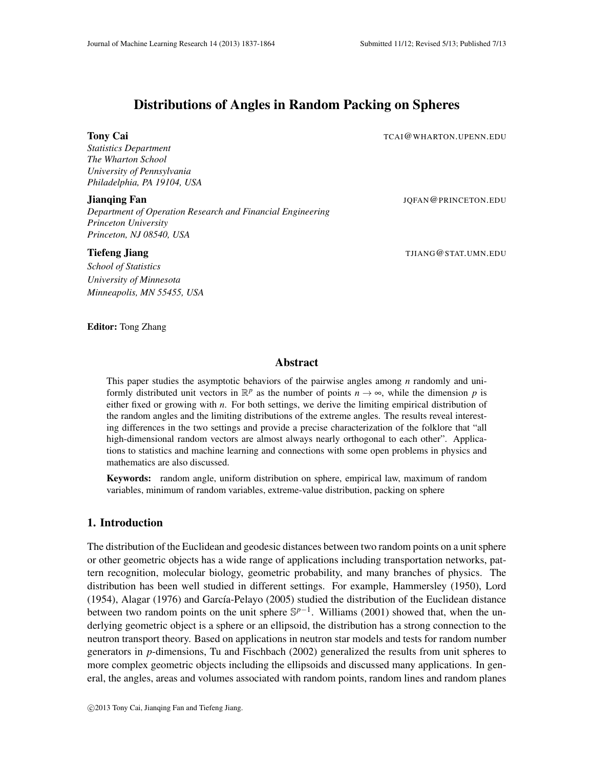# Distributions of Angles in Random Packing on Spheres

**Tony Cai** TCAI@WHARTON.UPENN.EDU

*Statistics Department*
*The Wharton School*
*University of Pennsylvania*
*Philadelphia, PA 19104, USA*

**Jianqing Fan** JQFAN@PRINCETON.EDU

*Department of Operation Research and Financial Engineering*
*Princeton University*
*Princeton, NJ 08540, USA*

**Tiefeng Jiang** TJIANG@STAT.UMN.EDU

*School of Statistics*
*University of Minnesota*
*Minneapolis, MN 55455, USA*

**Editor:** Tong Zhang

## Abstract

This paper studies the asymptotic behaviors of the pairwise angles among $n$ randomly and uniformly distributed unit vectors in $\mathbb{R}^p$ as the number of points $n \to \infty$, while the dimension $p$ is either fixed or growing with $n$. For both settings, we derive the limiting empirical distribution of the random angles and the limiting distributions of the extreme angles. The results reveal interesting differences in the two settings and provide a precise characterization of the folklore that "all high-dimensional random vectors are almost always nearly orthogonal to each other". Applications to statistics and machine learning and connections with some open problems in physics and mathematics are also discussed.

**Keywords:** random angle, uniform distribution on sphere, empirical law, maximum of random variables, minimum of random variables, extreme-value distribution, packing on sphere

## 1. Introduction

The distribution of the Euclidean and geodesic distances between two random points on a unit sphere or other geometric objects has a wide range of applications including transportation networks, pattern recognition, molecular biology, geometric probability, and many branches of physics. The distribution has been well studied in different settings. For example, Hammersley (1950), Lord (1954), Alagar (1976) and García-Pelayo (2005) studied the distribution of the Euclidean distance between two random points on the unit sphere $\mathbb{S}^{p-1}$. Williams (2001) showed that, when the underlying geometric object is a sphere or an ellipsoid, the distribution has a strong connection to the neutron transport theory. Based on applications in neutron star models and tests for random number generators in $p$-dimensions, Tu and Fischbach (2002) generalized the results from unit spheres to more complex geometric objects including the ellipsoids and discussed many applications. In general, the angles, areas and volumes associated with random points, random lines and random planes

©2013 Tony Cai, Jianqing Fan and Tiefeng Jiang.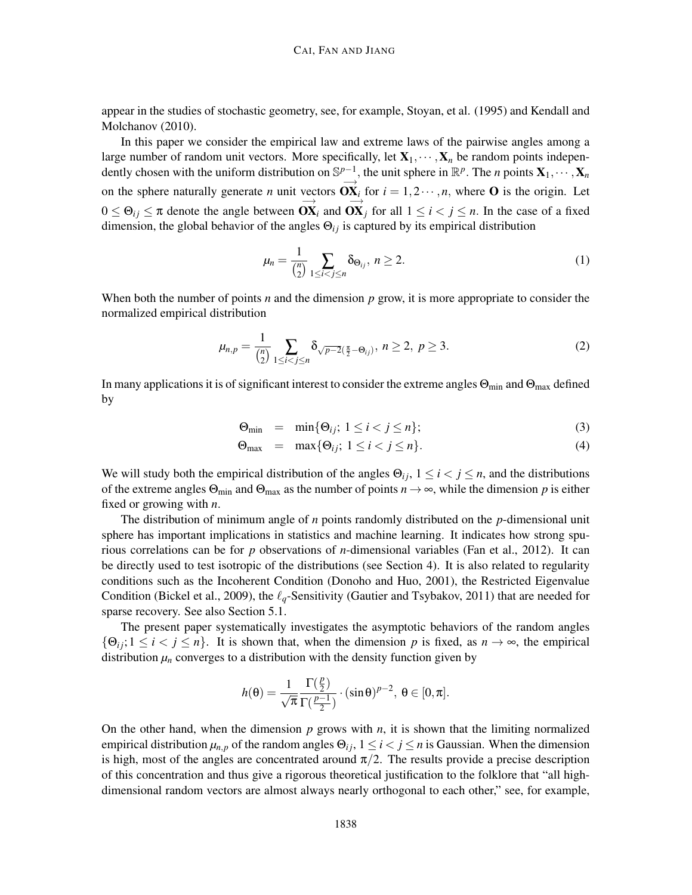appear in the studies of stochastic geometry, see, for example, Stoyan, et al. (1995) and Kendall and Molchanov (2010).

In this paper we consider the empirical law and extreme laws of the pairwise angles among a large number of random unit vectors. More specifically, let $\mathbf{X}_1, \cdots, \mathbf{X}_n$ be random points independently chosen with the uniform distribution on $\mathbb{S}^{p-1}$, the unit sphere in $\mathbb{R}^p$. The $n$ points $\mathbf{X}_1, \cdots, \mathbf{X}_n$ on the sphere naturally generate $n$ unit vectors $\overrightarrow{\mathbf{OX}_i}$ for $i = 1, 2 \cdots, n$, where $\mathbf{O}$ is the origin. Let $0 \le \Theta_{ij} \le \pi$ denote the angle between $\overrightarrow{\mathbf{OX}_i}$ and $\overrightarrow{\mathbf{OX}_j}$ for all $1 \le i < j \le n$. In the case of a fixed dimension, the global behavior of the angles $\Theta_{ij}$ is captured by its empirical distribution

$$\mu_n = \frac{1}{\binom{n}{2}} \sum_{1 \le i < j \le n} \delta_{\Theta_{ij}}, \ n \ge 2. \tag{1}$$

When both the number of points $n$ and the dimension $p$ grow, it is more appropriate to consider the normalized empirical distribution

$$\mu_{n,p} = \frac{1}{\binom{n}{2}} \sum_{1 \le i < j \le n} \delta_{\sqrt{p-2}(\frac{\pi}{2} - \Theta_{ij})}, \ n \ge 2, \ p \ge 3. \tag{2}$$

In many applications it is of significant interest to consider the extreme angles $\Theta_{\min}$ and $\Theta_{\max}$ defined by

$$\Theta_{\min} = \min\{\Theta_{ij};\ 1 \le i < j \le n\}; \tag{3}$$

$$\Theta_{\max} = \max\{\Theta_{ij};\ 1 \le i < j \le n\}. \tag{4}$$

We will study both the empirical distribution of the angles $\Theta_{ij}$, $1 \le i < j \le n$, and the distributions of the extreme angles $\Theta_{\min}$ and $\Theta_{\max}$ as the number of points $n \to \infty$, while the dimension $p$ is either fixed or growing with $n$.

The distribution of minimum angle of $n$ points randomly distributed on the $p$-dimensional unit sphere has important implications in statistics and machine learning. It indicates how strong spurious correlations can be for $p$ observations of $n$-dimensional variables (Fan et al., 2012). It can be directly used to test isotropic of the distributions (see Section 4). It is also related to regularity conditions such as the Incoherent Condition (Donoho and Huo, 2001), the Restricted Eigenvalue Condition (Bickel et al., 2009), the $\ell_q$-Sensitivity (Gautier and Tsybakov, 2011) that are needed for sparse recovery. See also Section 5.1.

The present paper systematically investigates the asymptotic behaviors of the random angles $\{\Theta_{ij}; 1 \le i < j \le n\}$. It is shown that, when the dimension $p$ is fixed, as $n \to \infty$, the empirical distribution $\mu_n$ converges to a distribution with the density function given by

$$h(\theta) = \frac{1}{\sqrt{\pi}} \frac{\Gamma(\frac{p}{2})}{\Gamma(\frac{p-1}{2})} \cdot (\sin\theta)^{p-2}, \ \theta \in [0, \pi].$$

On the other hand, when the dimension $p$ grows with $n$, it is shown that the limiting normalized empirical distribution $\mu_{n,p}$ of the random angles $\Theta_{ij}$, $1 \le i < j \le n$ is Gaussian. When the dimension is high, most of the angles are concentrated around $\pi/2$. The results provide a precise description of this concentration and thus give a rigorous theoretical justification to the folklore that "all high-dimensional random vectors are almost always nearly orthogonal to each other," see, for example,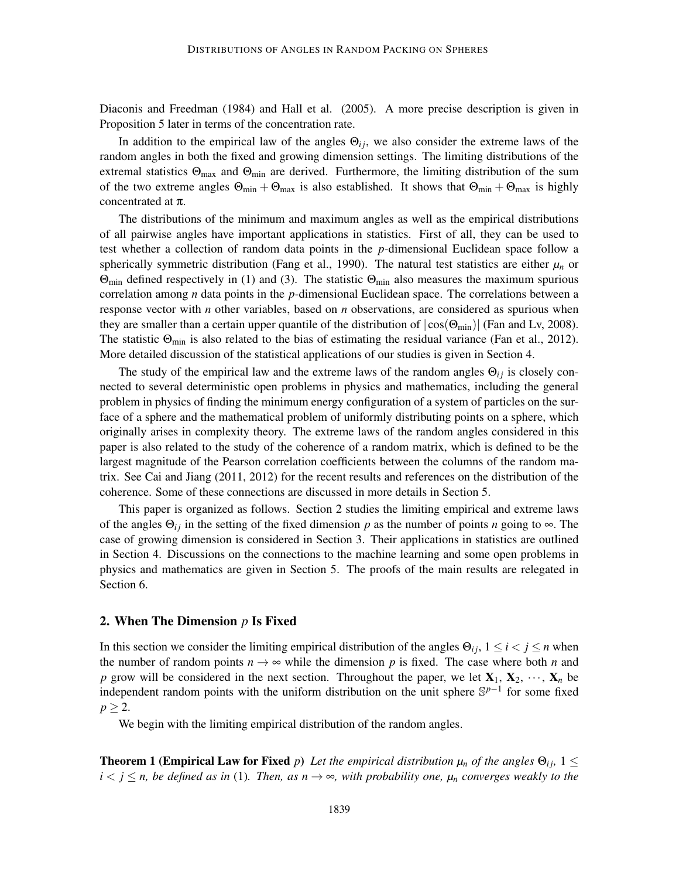Diaconis and Freedman (1984) and Hall et al. (2005). A more precise description is given in Proposition 5 later in terms of the concentration rate.

In addition to the empirical law of the angles $\Theta_{ij}$, we also consider the extreme laws of the random angles in both the fixed and growing dimension settings. The limiting distributions of the extremal statistics $\Theta_{\max}$ and $\Theta_{\min}$ are derived. Furthermore, the limiting distribution of the sum of the two extreme angles $\Theta_{\min} + \Theta_{\max}$ is also established. It shows that $\Theta_{\min} + \Theta_{\max}$ is highly concentrated at $\pi$.

The distributions of the minimum and maximum angles as well as the empirical distributions of all pairwise angles have important applications in statistics. First of all, they can be used to test whether a collection of random data points in the $p$-dimensional Euclidean space follow a spherically symmetric distribution (Fang et al., 1990). The natural test statistics are either $\mu_n$ or $\Theta_{\min}$ defined respectively in (1) and (3). The statistic $\Theta_{\min}$ also measures the maximum spurious correlation among $n$ data points in the $p$-dimensional Euclidean space. The correlations between a response vector with $n$ other variables, based on $n$ observations, are considered as spurious when they are smaller than a certain upper quantile of the distribution of $|\cos(\Theta_{\min})|$ (Fan and Lv, 2008). The statistic $\Theta_{\min}$ is also related to the bias of estimating the residual variance (Fan et al., 2012). More detailed discussion of the statistical applications of our studies is given in Section 4.

The study of the empirical law and the extreme laws of the random angles $\Theta_{ij}$ is closely connected to several deterministic open problems in physics and mathematics, including the general problem in physics of finding the minimum energy configuration of a system of particles on the surface of a sphere and the mathematical problem of uniformly distributing points on a sphere, which originally arises in complexity theory. The extreme laws of the random angles considered in this paper is also related to the study of the coherence of a random matrix, which is defined to be the largest magnitude of the Pearson correlation coefficients between the columns of the random matrix. See Cai and Jiang (2011, 2012) for the recent results and references on the distribution of the coherence. Some of these connections are discussed in more details in Section 5.

This paper is organized as follows. Section 2 studies the limiting empirical and extreme laws of the angles $\Theta_{ij}$ in the setting of the fixed dimension $p$ as the number of points $n$ going to $\infty$. The case of growing dimension is considered in Section 3. Their applications in statistics are outlined in Section 4. Discussions on the connections to the machine learning and some open problems in physics and mathematics are given in Section 5. The proofs of the main results are relegated in Section 6.

## 2. When The Dimension $p$ Is Fixed

In this section we consider the limiting empirical distribution of the angles $\Theta_{ij}$, $1 \le i < j \le n$ when the number of random points $n \to \infty$ while the dimension $p$ is fixed. The case where both $n$ and $p$ grow will be considered in the next section. Throughout the paper, we let $\mathbf{X}_1, \mathbf{X}_2, \cdots, \mathbf{X}_n$ be independent random points with the uniform distribution on the unit sphere $\mathbb{S}^{p-1}$ for some fixed $p \ge 2$.

We begin with the limiting empirical distribution of the random angles.

**Theorem 1 (Empirical Law for Fixed $p$)** *Let the empirical distribution $\mu_n$ of the angles $\Theta_{ij}$, $1 \le i < j \le n$, be defined as in* (1)*. Then, as $n \to \infty$, with probability one, $\mu_n$ converges weakly to the*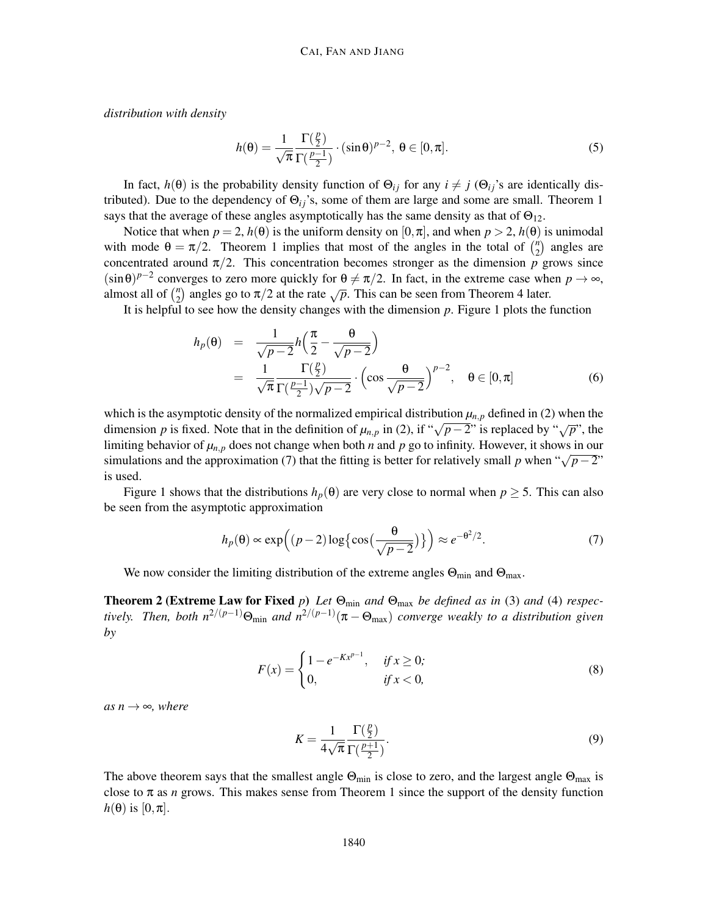*distribution with density*

$$h(\theta) = \frac{1}{\sqrt{\pi}} \frac{\Gamma(\frac{p}{2})}{\Gamma(\frac{p-1}{2})} \cdot (\sin\theta)^{p-2},\ \theta \in [0,\pi]. \tag{5}$$

In fact, $h(\theta)$ is the probability density function of $\Theta_{ij}$ for any $i \neq j$ ($\Theta_{ij}$'s are identically distributed). Due to the dependency of $\Theta_{ij}$'s, some of them are large and some are small. Theorem 1 says that the average of these angles asymptotically has the same density as that of $\Theta_{12}$.

Notice that when $p = 2$, $h(\theta)$ is the uniform density on $[0,\pi]$, and when $p > 2$, $h(\theta)$ is unimodal with mode $\theta = \pi/2$. Theorem 1 implies that most of the angles in the total of $\binom{n}{2}$ angles are concentrated around $\pi/2$. This concentration becomes stronger as the dimension $p$ grows since $(\sin\theta)^{p-2}$ converges to zero more quickly for $\theta \neq \pi/2$. In fact, in the extreme case when $p \to \infty$, almost all of $\binom{n}{2}$ angles go to $\pi/2$ at the rate $\sqrt{p}$. This can be seen from Theorem 4 later.

It is helpful to see how the density changes with the dimension $p$. Figure 1 plots the function

$$\begin{aligned} h_p(\theta) &= \frac{1}{\sqrt{p-2}} h\Big(\frac{\pi}{2} - \frac{\theta}{\sqrt{p-2}}\Big) \\ &= \frac{1}{\sqrt{\pi}} \frac{\Gamma(\frac{p}{2})}{\Gamma(\frac{p-1}{2})\sqrt{p-2}} \cdot \Big(\cos\frac{\theta}{\sqrt{p-2}}\Big)^{p-2}, \quad \theta \in [0,\pi] \end{aligned} \tag{6}$$

which is the asymptotic density of the normalized empirical distribution $\mu_{n,p}$ defined in (2) when the dimension $p$ is fixed. Note that in the definition of $\mu_{n,p}$ in (2), if "$\sqrt{p-2}$" is replaced by "$\sqrt{p}$", the limiting behavior of $\mu_{n,p}$ does not change when both $n$ and $p$ go to infinity. However, it shows in our simulations and the approximation (7) that the fitting is better for relatively small $p$ when "$\sqrt{p-2}$" is used.

Figure 1 shows that the distributions $h_p(\theta)$ are very close to normal when $p \geq 5$. This can also be seen from the asymptotic approximation

$$h_p(\theta) \propto \exp\Big((p-2)\log\big\{\cos\big(\frac{\theta}{\sqrt{p-2}}\big)\big\}\Big) \approx e^{-\theta^2/2}. \tag{7}$$

We now consider the limiting distribution of the extreme angles $\Theta_{\min}$ and $\Theta_{\max}$.

**Theorem 2 (Extreme Law for Fixed $p$)** *Let $\Theta_{\min}$ and $\Theta_{\max}$ be defined as in* (3) *and* (4) *respectively. Then, both $n^{2/(p-1)}\Theta_{\min}$ and $n^{2/(p-1)}(\pi - \Theta_{\max})$ converge weakly to a distribution given by*

$$F(x) = \begin{cases} 1 - e^{-Kx^{p-1}}, & \text{if } x \geq 0; \\ 0, & \text{if } x < 0, \end{cases} \tag{8}$$

*as $n \to \infty$, where*

$$K = \frac{1}{4\sqrt{\pi}} \frac{\Gamma(\frac{p}{2})}{\Gamma(\frac{p+1}{2})}. \tag{9}$$

The above theorem says that the smallest angle $\Theta_{\min}$ is close to zero, and the largest angle $\Theta_{\max}$ is close to $\pi$ as $n$ grows. This makes sense from Theorem 1 since the support of the density function $h(\theta)$ is $[0,\pi]$.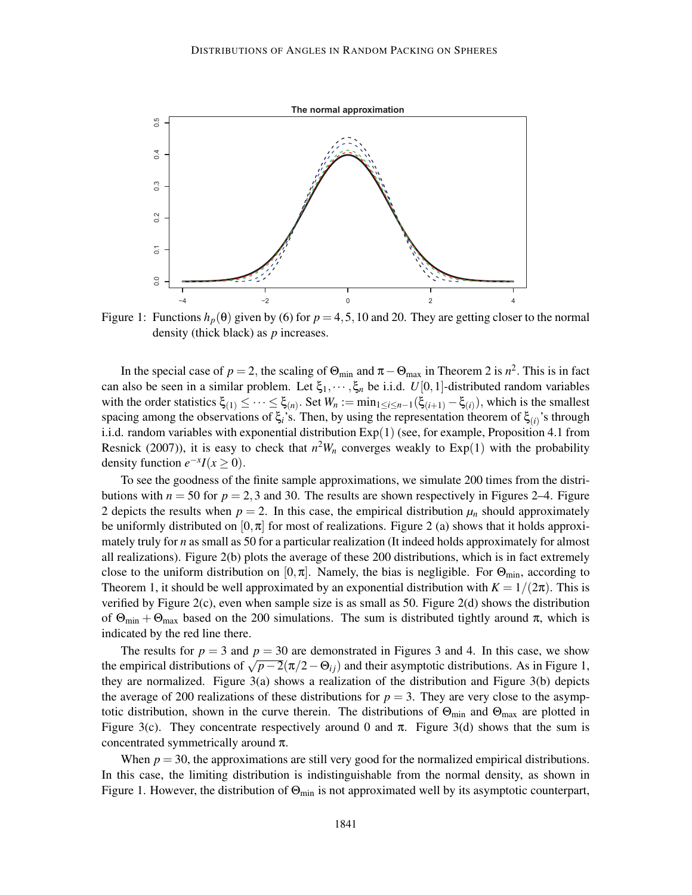Figure 1: Functions $h_p(\theta)$ given by (6) for $p = 4, 5, 10$ and $20$. They are getting closer to the normal density (thick black) as $p$ increases.

In the special case of $p = 2$, the scaling of $\Theta_{\min}$ and $\pi - \Theta_{\max}$ in Theorem 2 is $n^2$. This is in fact can also be seen in a similar problem. Let $\xi_1, \cdots, \xi_n$ be i.i.d. $U[0,1]$-distributed random variables with the order statistics $\xi_{(1)} \leq \cdots \leq \xi_{(n)}$. Set $W_n := \min_{1 \leq i \leq n-1}(\xi_{(i+1)} - \xi_{(i)})$, which is the smallest spacing among the observations of $\xi_i$'s. Then, by using the representation theorem of $\xi_{(i)}$'s through i.i.d. random variables with exponential distribution $\text{Exp}(1)$ (see, for example, Proposition 4.1 from Resnick (2007)), it is easy to check that $n^2 W_n$ converges weakly to $\text{Exp}(1)$ with the probability density function $e^{-x} I(x \geq 0)$.

To see the goodness of the finite sample approximations, we simulate 200 times from the distributions with $n = 50$ for $p = 2, 3$ and 30. The results are shown respectively in Figures 2–4. Figure 2 depicts the results when $p = 2$. In this case, the empirical distribution $\mu_n$ should approximately be uniformly distributed on $[0, \pi]$ for most of realizations. Figure 2 (a) shows that it holds approximately truly for $n$ as small as 50 for a particular realization (It indeed holds approximately for almost all realizations). Figure 2(b) plots the average of these 200 distributions, which is in fact extremely close to the uniform distribution on $[0, \pi]$. Namely, the bias is negligible. For $\Theta_{\min}$, according to Theorem 1, it should be well approximated by an exponential distribution with $K = 1/(2\pi)$. This is verified by Figure 2(c), even when sample size is as small as 50. Figure 2(d) shows the distribution of $\Theta_{\min} + \Theta_{\max}$ based on the 200 simulations. The sum is distributed tightly around $\pi$, which is indicated by the red line there.

The results for $p = 3$ and $p = 30$ are demonstrated in Figures 3 and 4. In this case, we show the empirical distributions of $\sqrt{p-2}(\pi/2 - \Theta_{ij})$ and their asymptotic distributions. As in Figure 1, they are normalized. Figure 3(a) shows a realization of the distribution and Figure 3(b) depicts the average of 200 realizations of these distributions for $p = 3$. They are very close to the asymptotic distribution, shown in the curve therein. The distributions of $\Theta_{\min}$ and $\Theta_{\max}$ are plotted in Figure 3(c). They concentrate respectively around 0 and $\pi$. Figure 3(d) shows that the sum is concentrated symmetrically around $\pi$.

When $p = 30$, the approximations are still very good for the normalized empirical distributions. In this case, the limiting distribution is indistinguishable from the normal density, as shown in Figure 1. However, the distribution of $\Theta_{\min}$ is not approximated well by its asymptotic counterpart,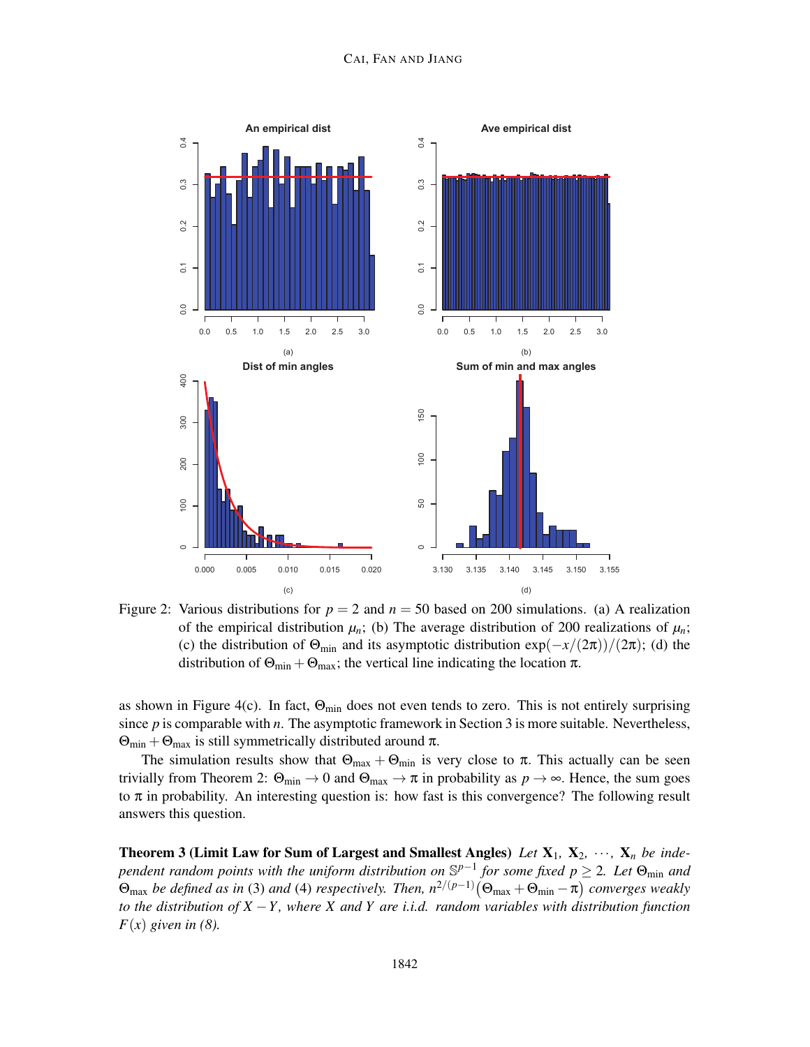Figure 2: Various distributions for $p = 2$ and $n = 50$ based on 200 simulations. (a) A realization of the empirical distribution $\mu_n$; (b) The average distribution of 200 realizations of $\mu_n$; (c) the distribution of $\Theta_{\min}$ and its asymptotic distribution $\exp(-x/(2\pi))/(2\pi)$; (d) the distribution of $\Theta_{\min} + \Theta_{\max}$; the vertical line indicating the location $\pi$.

as shown in Figure 4(c). In fact, $\Theta_{\min}$ does not even tends to zero. This is not entirely surprising since $p$ is comparable with $n$. The asymptotic framework in Section 3 is more suitable. Nevertheless, $\Theta_{\min} + \Theta_{\max}$ is still symmetrically distributed around $\pi$.

The simulation results show that $\Theta_{\max} + \Theta_{\min}$ is very close to $\pi$. This actually can be seen trivially from Theorem 2: $\Theta_{\min} \to 0$ and $\Theta_{\max} \to \pi$ in probability as $p \to \infty$. Hence, the sum goes to $\pi$ in probability. An interesting question is: how fast is this convergence? The following result answers this question.

**Theorem 3 (Limit Law for Sum of Largest and Smallest Angles)** *Let $\mathbf{X}_1, \mathbf{X}_2, \cdots, \mathbf{X}_n$ be independent random points with the uniform distribution on $\mathbb{S}^{p-1}$ for some fixed $p \geq 2$. Let $\Theta_{\min}$ and $\Theta_{\max}$ be defined as in (3) and (4) respectively. Then, $n^{2/(p-1)}(\Theta_{\max} + \Theta_{\min} - \pi)$ converges weakly to the distribution of $X - Y$, where $X$ and $Y$ are i.i.d. random variables with distribution function $F(x)$ given in (8).*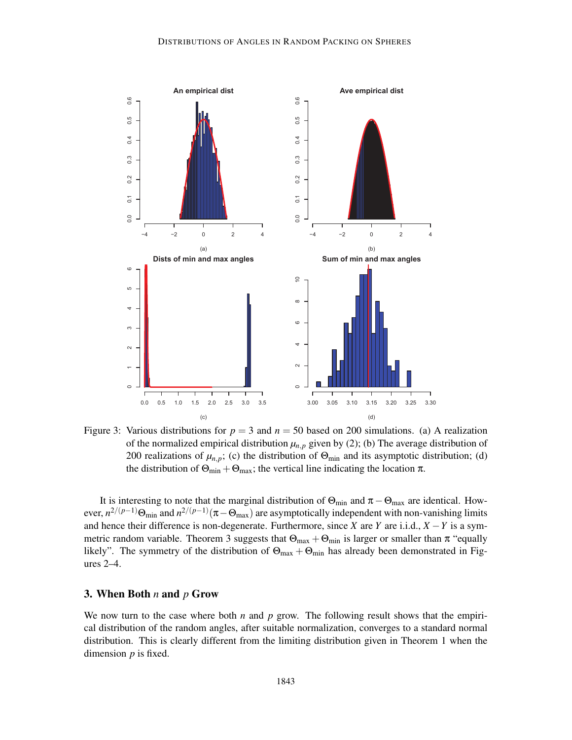Figure 3: Various distributions for $p = 3$ and $n = 50$ based on 200 simulations. (a) A realization of the normalized empirical distribution $\mu_{n,p}$ given by (2); (b) The average distribution of 200 realizations of $\mu_{n,p}$; (c) the distribution of $\Theta_{\min}$ and its asymptotic distribution; (d) the distribution of $\Theta_{\min} + \Theta_{\max}$; the vertical line indicating the location $\pi$.

It is interesting to note that the marginal distribution of $\Theta_{\min}$ and $\pi - \Theta_{\max}$ are identical. However, $n^{2/(p-1)}\Theta_{\min}$ and $n^{2/(p-1)}(\pi - \Theta_{\max})$ are asymptotically independent with non-vanishing limits and hence their difference is non-degenerate. Furthermore, since $X$ are $Y$ are i.i.d., $X - Y$ is a symmetric random variable. Theorem 3 suggests that $\Theta_{\max} + \Theta_{\min}$ is larger or smaller than $\pi$ "equally likely". The symmetry of the distribution of $\Theta_{\max} + \Theta_{\min}$ has already been demonstrated in Figures 2–4.

## 3. When Both $n$ and $p$ Grow

We now turn to the case where both $n$ and $p$ grow. The following result shows that the empirical distribution of the random angles, after suitable normalization, converges to a standard normal distribution. This is clearly different from the limiting distribution given in Theorem 1 when the dimension $p$ is fixed.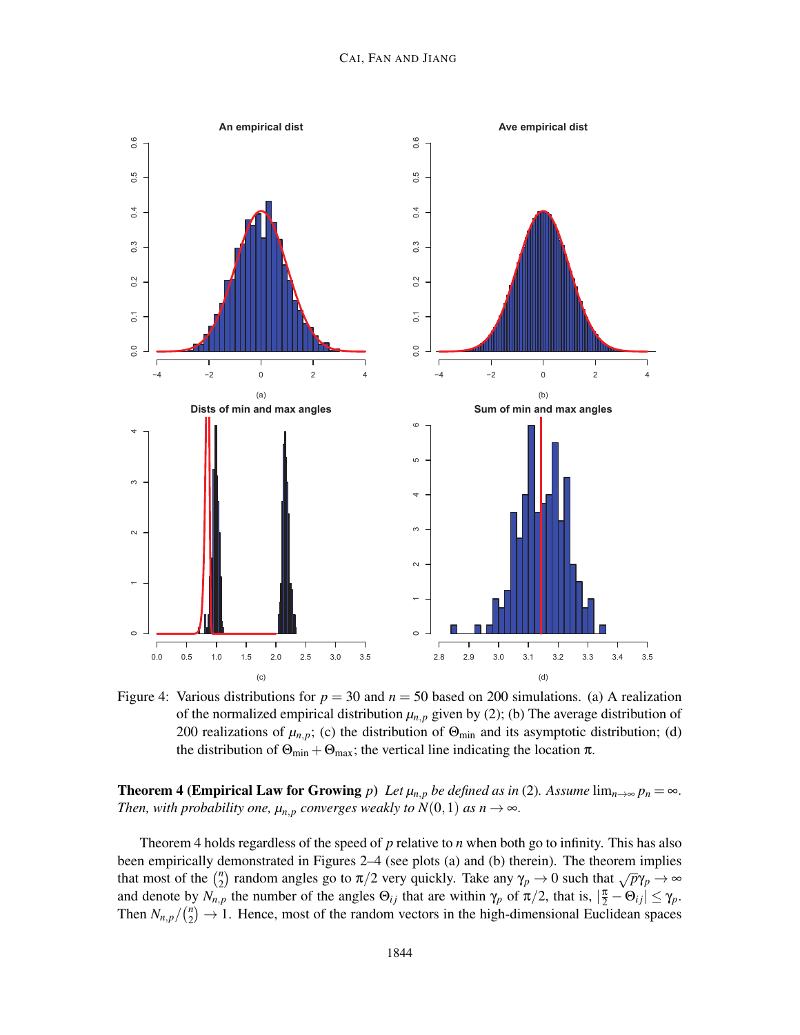Figure 4: Various distributions for $p = 30$ and $n = 50$ based on 200 simulations. (a) A realization of the normalized empirical distribution $\mu_{n,p}$ given by (2); (b) The average distribution of 200 realizations of $\mu_{n,p}$; (c) the distribution of $\Theta_{\min}$ and its asymptotic distribution; (d) the distribution of $\Theta_{\min} + \Theta_{\max}$; the vertical line indicating the location $\pi$.

**Theorem 4 (Empirical Law for Growing $p$)** *Let $\mu_{n,p}$ be defined as in* (2)*. Assume $\lim_{n\to\infty} p_n = \infty$. Then, with probability one, $\mu_{n,p}$ converges weakly to $N(0,1)$ as $n \to \infty$.*

Theorem 4 holds regardless of the speed of $p$ relative to $n$ when both go to infinity. This has also been empirically demonstrated in Figures 2–4 (see plots (a) and (b) therein). The theorem implies that most of the $\binom{n}{2}$ random angles go to $\pi/2$ very quickly. Take any $\gamma_p \to 0$ such that $\sqrt{p}\gamma_p \to \infty$ and denote by $N_{n,p}$ the number of the angles $\Theta_{ij}$ that are within $\gamma_p$ of $\pi/2$, that is, $|\frac{\pi}{2} - \Theta_{ij}| \leq \gamma_p$. Then $N_{n,p}/\binom{n}{2} \to 1$. Hence, most of the random vectors in the high-dimensional Euclidean spaces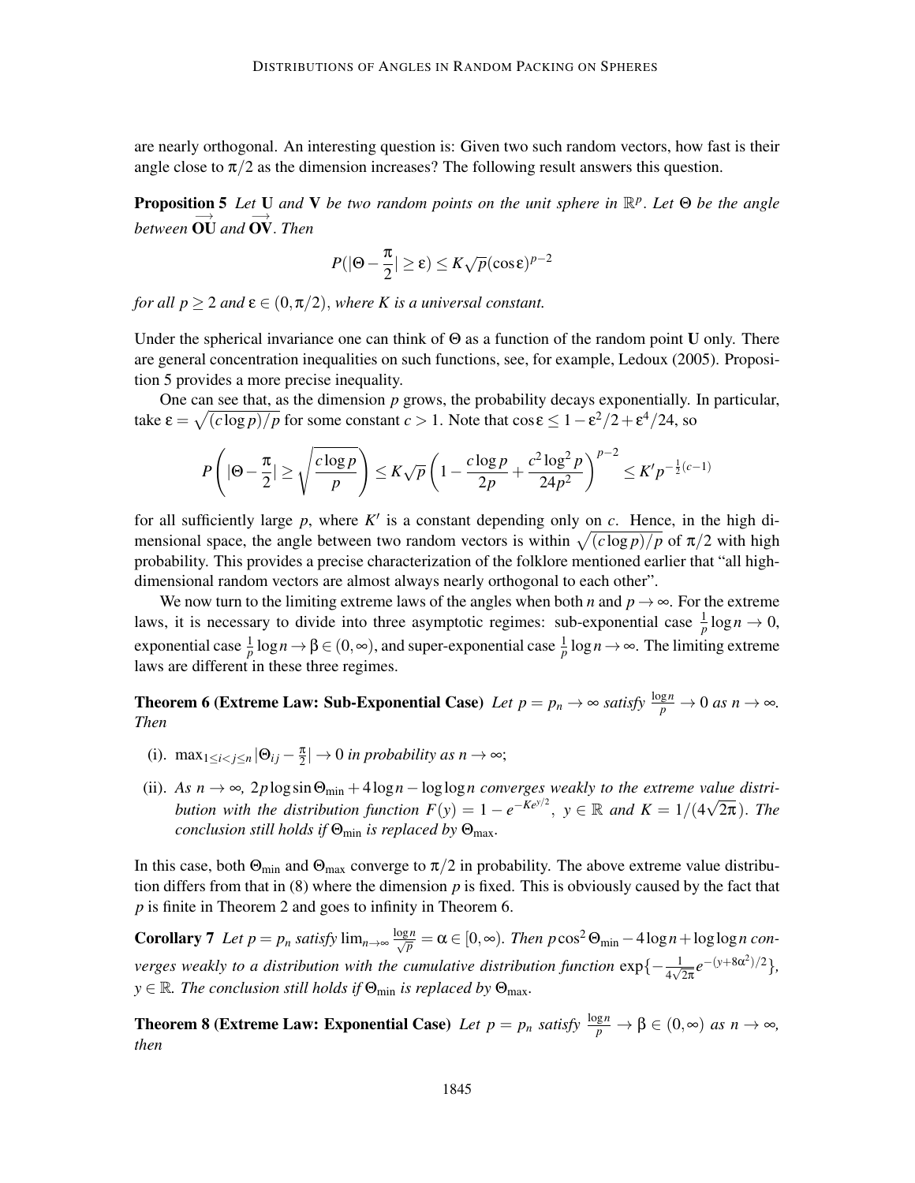are nearly orthogonal. An interesting question is: Given two such random vectors, how fast is their angle close to $\pi/2$ as the dimension increases? The following result answers this question.

**Proposition 5** *Let* $\mathbf{U}$ *and* $\mathbf{V}$ *be two random points on the unit sphere in* $\mathbb{R}^p$. *Let* $\Theta$ *be the angle between* $\overrightarrow{\mathbf{OU}}$ *and* $\overrightarrow{\mathbf{OV}}$. *Then*

$$P(|\Theta - \frac{\pi}{2}| \geq \varepsilon) \leq K\sqrt{p}(\cos\varepsilon)^{p-2}$$

*for all* $p \geq 2$ *and* $\varepsilon \in (0, \pi/2)$, *where* $K$ *is a universal constant.*

Under the spherical invariance one can think of $\Theta$ as a function of the random point $\mathbf{U}$ only. There are general concentration inequalities on such functions, see, for example, Ledoux (2005). Proposition 5 provides a more precise inequality.

One can see that, as the dimension $p$ grows, the probability decays exponentially. In particular, take $\varepsilon = \sqrt{(c\log p)/p}$ for some constant $c > 1$. Note that $\cos\varepsilon \leq 1 - \varepsilon^2/2 + \varepsilon^4/24$, so

$$P\left(|\Theta - \frac{\pi}{2}| \geq \sqrt{\frac{c\log p}{p}}\right) \leq K\sqrt{p}\left(1 - \frac{c\log p}{2p} + \frac{c^2\log^2 p}{24p^2}\right)^{p-2} \leq K' p^{-\frac{1}{2}(c-1)}$$

for all sufficiently large $p$, where $K'$ is a constant depending only on $c$. Hence, in the high dimensional space, the angle between two random vectors is within $\sqrt{(c\log p)/p}$ of $\pi/2$ with high probability. This provides a precise characterization of the folklore mentioned earlier that "all high-dimensional random vectors are almost always nearly orthogonal to each other".

We now turn to the limiting extreme laws of the angles when both $n$ and $p \to \infty$. For the extreme laws, it is necessary to divide into three asymptotic regimes: sub-exponential case $\frac{1}{p}\log n \to 0$, exponential case $\frac{1}{p}\log n \to \beta \in (0,\infty)$, and super-exponential case $\frac{1}{p}\log n \to \infty$. The limiting extreme laws are different in these three regimes.

**Theorem 6 (Extreme Law: Sub-Exponential Case)** *Let* $p = p_n \to \infty$ *satisfy* $\frac{\log n}{p} \to 0$ *as* $n \to \infty$. *Then*

(i). $\max_{1\leq i<j\leq n}|\Theta_{ij} - \frac{\pi}{2}| \to 0$ *in probability as* $n \to \infty$;

(ii). *As* $n \to \infty$, $2p\log\sin\Theta_{\min} + 4\log n - \log\log n$ *converges weakly to the extreme value distribution with the distribution function* $F(y) = 1 - e^{-Ke^{y/2}}$, $y \in \mathbb{R}$ *and* $K = 1/(4\sqrt{2\pi})$. *The conclusion still holds if* $\Theta_{\min}$ *is replaced by* $\Theta_{\max}$.

In this case, both $\Theta_{\min}$ and $\Theta_{\max}$ converge to $\pi/2$ in probability. The above extreme value distribution differs from that in (8) where the dimension $p$ is fixed. This is obviously caused by the fact that $p$ is finite in Theorem 2 and goes to infinity in Theorem 6.

**Corollary 7** *Let* $p = p_n$ *satisfy* $\lim_{n\to\infty}\frac{\log n}{\sqrt{p}} = \alpha \in [0,\infty)$. *Then* $p\cos^2\Theta_{\min} - 4\log n + \log\log n$ *converges weakly to a distribution with the cumulative distribution function* $\exp\{-\frac{1}{4\sqrt{2\pi}}e^{-(y+8\alpha^2)/2}\}$, $y \in \mathbb{R}$. *The conclusion still holds if* $\Theta_{\min}$ *is replaced by* $\Theta_{\max}$.

**Theorem 8 (Extreme Law: Exponential Case)** *Let* $p = p_n$ *satisfy* $\frac{\log n}{p} \to \beta \in (0,\infty)$ *as* $n \to \infty$, *then*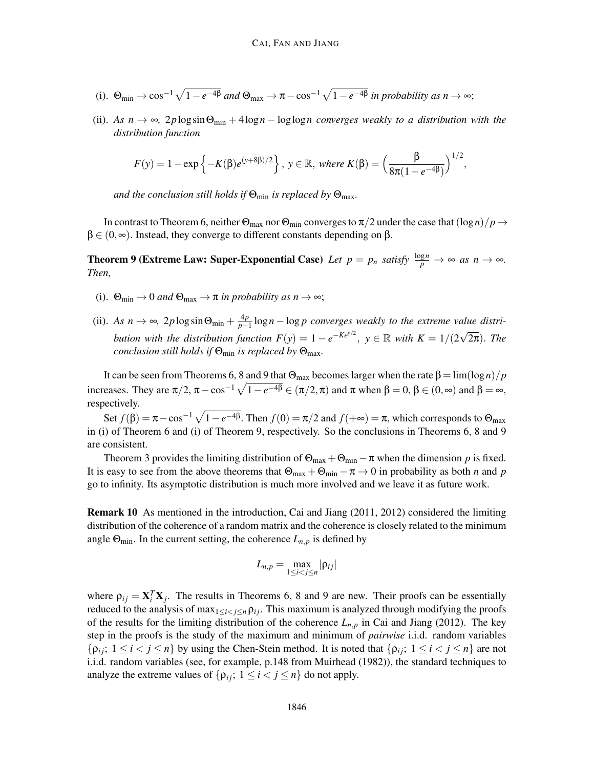(i). $\Theta_{\min} \to \cos^{-1}\sqrt{1-e^{-4\beta}}$ *and* $\Theta_{\max} \to \pi - \cos^{-1}\sqrt{1-e^{-4\beta}}$ *in probability as* $n \to \infty$;

(ii). *As* $n \to \infty$, $2p\log\sin\Theta_{\min} + 4\log n - \log\log n$ *converges weakly to a distribution with the distribution function*

$$F(y) = 1 - \exp\left\{-K(\beta)e^{(y+8\beta)/2}\right\},\ y \in \mathbb{R},\ \text{where } K(\beta) = \Big(\frac{\beta}{8\pi(1-e^{-4\beta})}\Big)^{1/2},$$

*and the conclusion still holds if* $\Theta_{\min}$ *is replaced by* $\Theta_{\max}$.

In contrast to Theorem 6, neither $\Theta_{\max}$ nor $\Theta_{\min}$ converges to $\pi/2$ under the case that $(\log n)/p \to \beta \in (0,\infty)$. Instead, they converge to different constants depending on $\beta$.

**Theorem 9 (Extreme Law: Super-Exponential Case)** *Let* $p = p_n$ *satisfy* $\frac{\log n}{p} \to \infty$ *as* $n \to \infty$. *Then,*

(i). $\Theta_{\min} \to 0$ *and* $\Theta_{\max} \to \pi$ *in probability as* $n \to \infty$;

(ii). *As* $n \to \infty$, $2p\log\sin\Theta_{\min} + \frac{4p}{p-1}\log n - \log p$ *converges weakly to the extreme value distribution with the distribution function* $F(y) = 1 - e^{-Ke^{y/2}}$, $y \in \mathbb{R}$ *with* $K = 1/(2\sqrt{2\pi})$. *The conclusion still holds if* $\Theta_{\min}$ *is replaced by* $\Theta_{\max}$.

It can be seen from Theorems 6, 8 and 9 that $\Theta_{\max}$ becomes larger when the rate $\beta = \lim(\log n)/p$ increases. They are $\pi/2$, $\pi - \cos^{-1}\sqrt{1-e^{-4\beta}} \in (\pi/2, \pi)$ and $\pi$ when $\beta = 0$, $\beta \in (0,\infty)$ and $\beta = \infty$, respectively.

Set $f(\beta) = \pi - \cos^{-1}\sqrt{1-e^{-4\beta}}$. Then $f(0) = \pi/2$ and $f(+\infty) = \pi$, which corresponds to $\Theta_{\max}$ in (i) of Theorem 6 and (i) of Theorem 9, respectively. So the conclusions in Theorems 6, 8 and 9 are consistent.

Theorem 3 provides the limiting distribution of $\Theta_{\max} + \Theta_{\min} - \pi$ when the dimension $p$ is fixed. It is easy to see from the above theorems that $\Theta_{\max} + \Theta_{\min} - \pi \to 0$ in probability as both $n$ and $p$ go to infinity. Its asymptotic distribution is much more involved and we leave it as future work.

**Remark 10** As mentioned in the introduction, Cai and Jiang (2011, 2012) considered the limiting distribution of the coherence of a random matrix and the coherence is closely related to the minimum angle $\Theta_{\min}$. In the current setting, the coherence $L_{n,p}$ is defined by

$$L_{n,p} = \max_{1 \le i < j \le n} |\rho_{ij}|$$

where $\rho_{ij} = \mathbf{X}_i^T \mathbf{X}_j$. The results in Theorems 6, 8 and 9 are new. Their proofs can be essentially reduced to the analysis of $\max_{1 \le i < j \le n} \rho_{ij}$. This maximum is analyzed through modifying the proofs of the results for the limiting distribution of the coherence $L_{n,p}$ in Cai and Jiang (2012). The key step in the proofs is the study of the maximum and minimum of *pairwise* i.i.d. random variables $\{\rho_{ij};\ 1 \le i < j \le n\}$ by using the Chen-Stein method. It is noted that $\{\rho_{ij};\ 1 \le i < j \le n\}$ are not i.i.d. random variables (see, for example, p.148 from Muirhead (1982)), the standard techniques to analyze the extreme values of $\{\rho_{ij};\ 1 \le i < j \le n\}$ do not apply.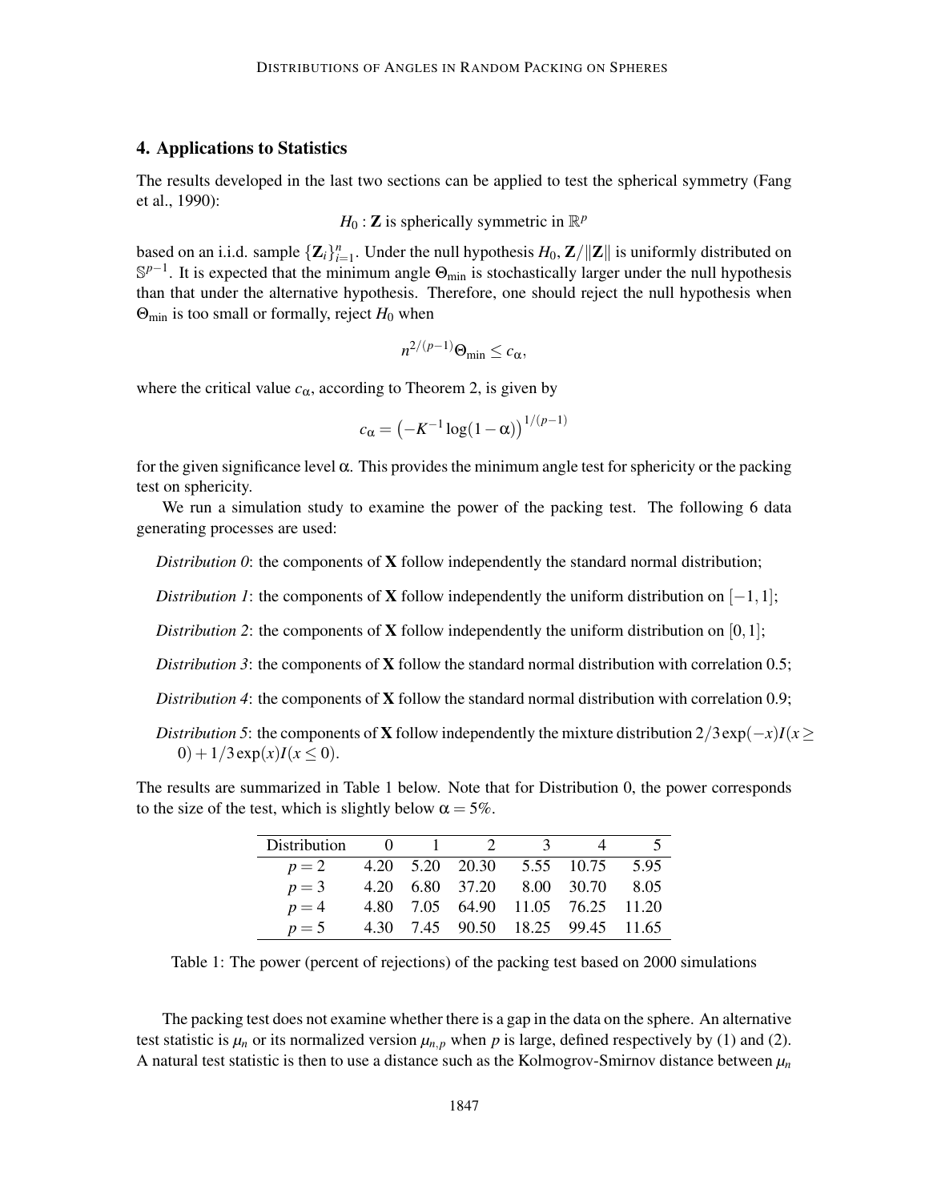## 4. Applications to Statistics

The results developed in the last two sections can be applied to test the spherical symmetry (Fang et al., 1990):

$$H_0 : \mathbf{Z} \text{ is spherically symmetric in } \mathbb{R}^p$$

based on an i.i.d. sample $\{\mathbf{Z}_i\}_{i=1}^n$. Under the null hypothesis $H_0$, $\mathbf{Z}/\|\mathbf{Z}\|$ is uniformly distributed on $\mathbb{S}^{p-1}$. It is expected that the minimum angle $\Theta_{\min}$ is stochastically larger under the null hypothesis than that under the alternative hypothesis. Therefore, one should reject the null hypothesis when $\Theta_{\min}$ is too small or formally, reject $H_0$ when

$$n^{2/(p-1)}\Theta_{\min} \le c_\alpha,$$

where the critical value $c_\alpha$, according to Theorem 2, is given by

$$c_\alpha = \left(-K^{-1}\log(1-\alpha)\right)^{1/(p-1)}$$

for the given significance level $\alpha$. This provides the minimum angle test for sphericity or the packing test on sphericity.

We run a simulation study to examine the power of the packing test. The following 6 data generating processes are used:

*Distribution 0*: the components of $\mathbf{X}$ follow independently the standard normal distribution;

*Distribution 1*: the components of $\mathbf{X}$ follow independently the uniform distribution on $[-1,1]$;

*Distribution 2*: the components of $\mathbf{X}$ follow independently the uniform distribution on $[0,1]$;

*Distribution 3*: the components of $\mathbf{X}$ follow the standard normal distribution with correlation 0.5;

*Distribution 4*: the components of $\mathbf{X}$ follow the standard normal distribution with correlation 0.9;

*Distribution 5*: the components of $\mathbf{X}$ follow independently the mixture distribution $2/3\exp(-x)I(x \ge 0) + 1/3\exp(x)I(x \le 0)$.

The results are summarized in Table 1 below. Note that for Distribution 0, the power corresponds to the size of the test, which is slightly below $\alpha = 5\%$.

| Distribution | 0 | 1 | 2 | 3 | 4 | 5 |
|---|---|---|---|---|---|---|
| $p=2$ | 4.20 | 5.20 | 20.30 | 5.55 | 10.75 | 5.95 |
| $p=3$ | 4.20 | 6.80 | 37.20 | 8.00 | 30.70 | 8.05 |
| $p=4$ | 4.80 | 7.05 | 64.90 | 11.05 | 76.25 | 11.20 |
| $p=5$ | 4.30 | 7.45 | 90.50 | 18.25 | 99.45 | 11.65 |

Table 1: The power (percent of rejections) of the packing test based on 2000 simulations

The packing test does not examine whether there is a gap in the data on the sphere. An alternative test statistic is $\mu_n$ or its normalized version $\mu_{n,p}$ when $p$ is large, defined respectively by (1) and (2). A natural test statistic is then to use a distance such as the Kolmogrov-Smirnov distance between $\mu_n$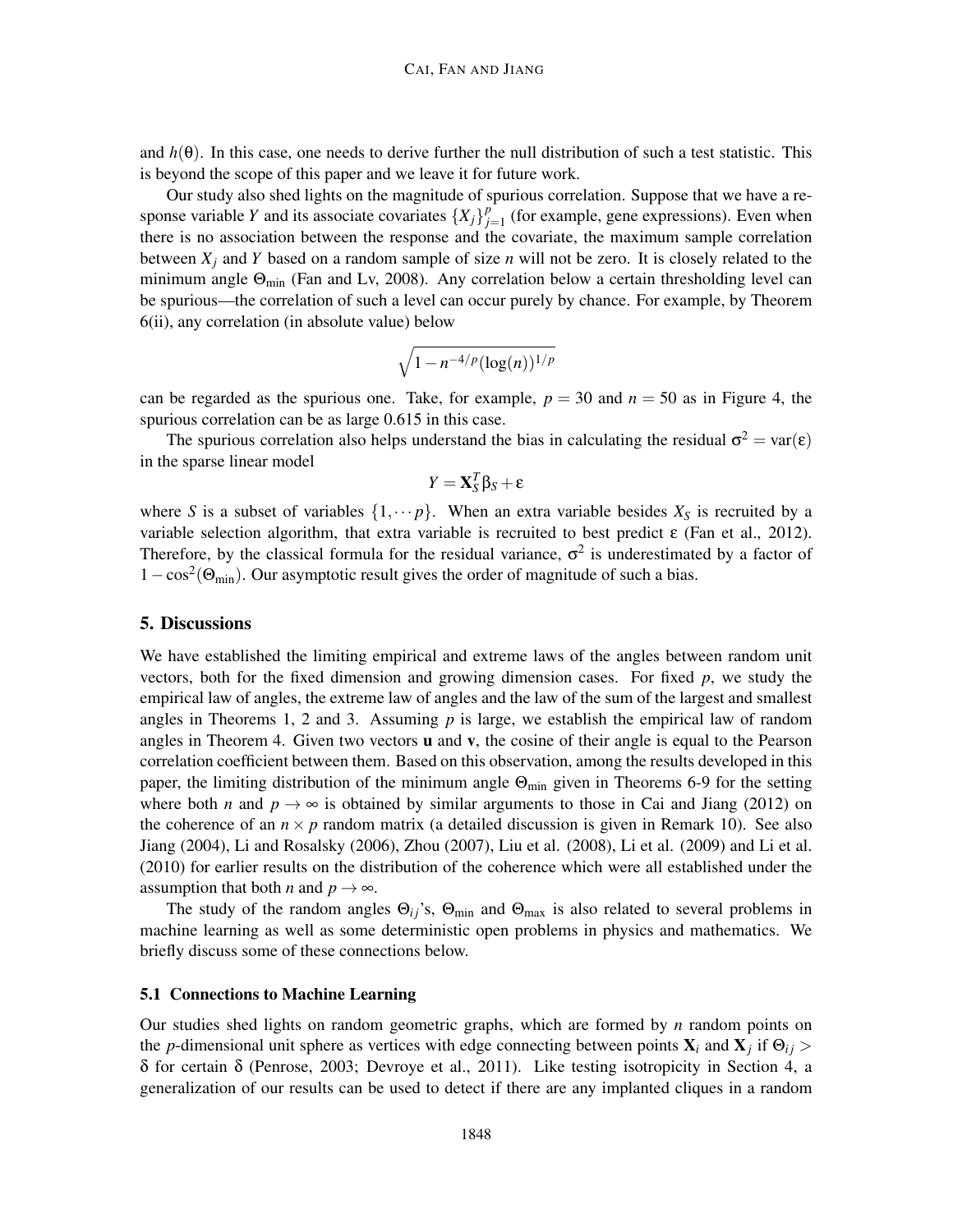and $h(\theta)$. In this case, one needs to derive further the null distribution of such a test statistic. This is beyond the scope of this paper and we leave it for future work.

Our study also shed lights on the magnitude of spurious correlation. Suppose that we have a response variable $Y$ and its associate covariates $\{X_j\}_{j=1}^p$ (for example, gene expressions). Even when there is no association between the response and the covariate, the maximum sample correlation between $X_j$ and $Y$ based on a random sample of size $n$ will not be zero. It is closely related to the minimum angle $\Theta_{\min}$ (Fan and Lv, 2008). Any correlation below a certain thresholding level can be spurious—the correlation of such a level can occur purely by chance. For example, by Theorem 6(ii), any correlation (in absolute value) below

$$\sqrt{1 - n^{-4/p}(\log(n))^{1/p}}$$

can be regarded as the spurious one. Take, for example, $p = 30$ and $n = 50$ as in Figure 4, the spurious correlation can be as large 0.615 in this case.

The spurious correlation also helps understand the bias in calculating the residual $\sigma^2 = \text{var}(\varepsilon)$ in the sparse linear model

$$Y = \mathbf{X}_S^T \beta_S + \varepsilon$$

where $S$ is a subset of variables $\{1, \cdots p\}$. When an extra variable besides $X_S$ is recruited by a variable selection algorithm, that extra variable is recruited to best predict $\varepsilon$ (Fan et al., 2012). Therefore, by the classical formula for the residual variance, $\sigma^2$ is underestimated by a factor of $1 - \cos^2(\Theta_{\min})$. Our asymptotic result gives the order of magnitude of such a bias.

## 5. Discussions

We have established the limiting empirical and extreme laws of the angles between random unit vectors, both for the fixed dimension and growing dimension cases. For fixed $p$, we study the empirical law of angles, the extreme law of angles and the law of the sum of the largest and smallest angles in Theorems 1, 2 and 3. Assuming $p$ is large, we establish the empirical law of random angles in Theorem 4. Given two vectors $\mathbf{u}$ and $\mathbf{v}$, the cosine of their angle is equal to the Pearson correlation coefficient between them. Based on this observation, among the results developed in this paper, the limiting distribution of the minimum angle $\Theta_{\min}$ given in Theorems 6-9 for the setting where both $n$ and $p \to \infty$ is obtained by similar arguments to those in Cai and Jiang (2012) on the coherence of an $n \times p$ random matrix (a detailed discussion is given in Remark 10). See also Jiang (2004), Li and Rosalsky (2006), Zhou (2007), Liu et al. (2008), Li et al. (2009) and Li et al. (2010) for earlier results on the distribution of the coherence which were all established under the assumption that both $n$ and $p \to \infty$.

The study of the random angles $\Theta_{ij}$'s, $\Theta_{\min}$ and $\Theta_{\max}$ is also related to several problems in machine learning as well as some deterministic open problems in physics and mathematics. We briefly discuss some of these connections below.

### 5.1 Connections to Machine Learning

Our studies shed lights on random geometric graphs, which are formed by $n$ random points on the $p$-dimensional unit sphere as vertices with edge connecting between points $\mathbf{X}_i$ and $\mathbf{X}_j$ if $\Theta_{ij} > \delta$ for certain $\delta$ (Penrose, 2003; Devroye et al., 2011). Like testing isotropicity in Section 4, a generalization of our results can be used to detect if there are any implanted cliques in a random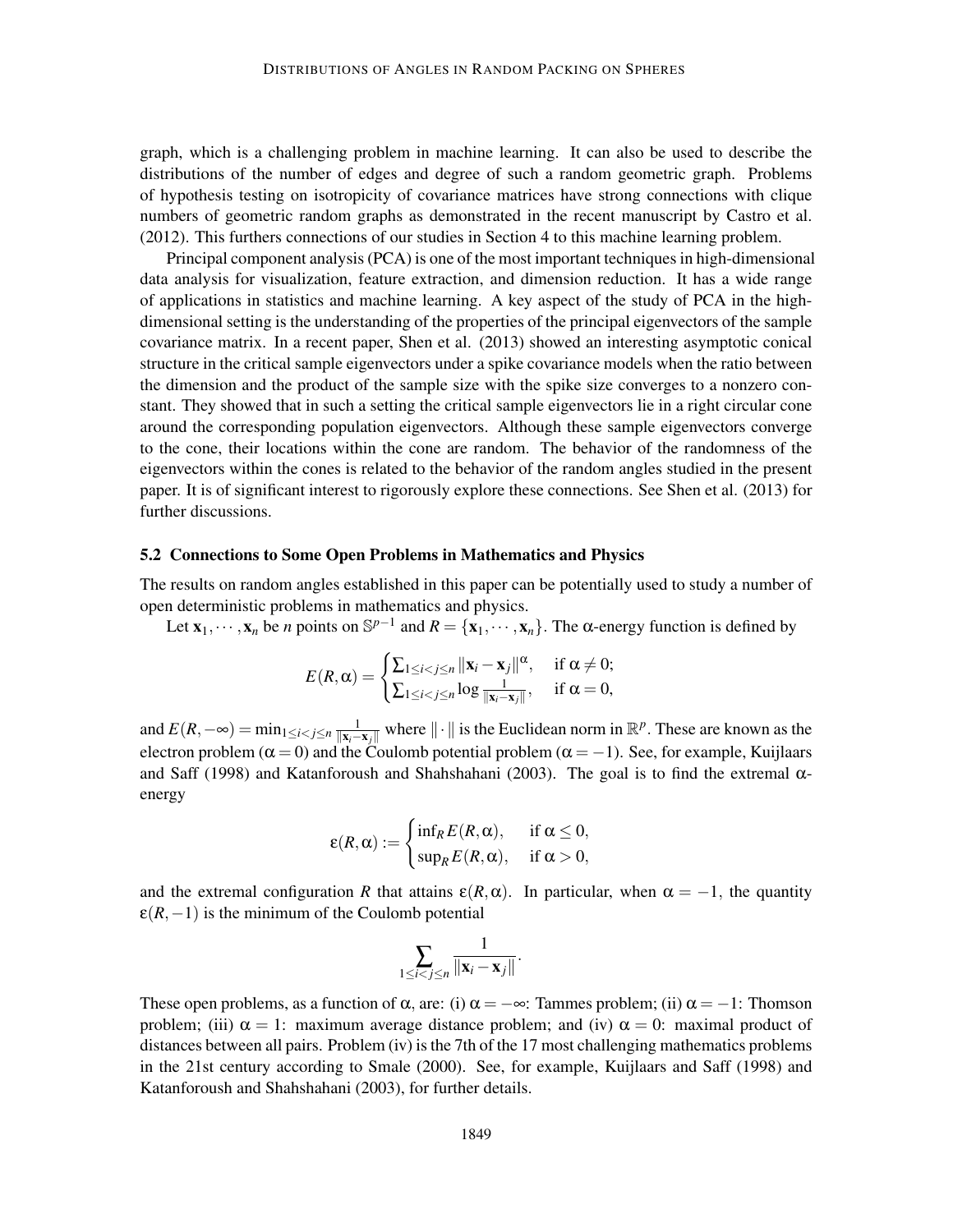graph, which is a challenging problem in machine learning. It can also be used to describe the distributions of the number of edges and degree of such a random geometric graph. Problems of hypothesis testing on isotropicity of covariance matrices have strong connections with clique numbers of geometric random graphs as demonstrated in the recent manuscript by Castro et al. (2012). This furthers connections of our studies in Section 4 to this machine learning problem.

Principal component analysis (PCA) is one of the most important techniques in high-dimensional data analysis for visualization, feature extraction, and dimension reduction. It has a wide range of applications in statistics and machine learning. A key aspect of the study of PCA in the high-dimensional setting is the understanding of the properties of the principal eigenvectors of the sample covariance matrix. In a recent paper, Shen et al. (2013) showed an interesting asymptotic conical structure in the critical sample eigenvectors under a spike covariance models when the ratio between the dimension and the product of the sample size with the spike size converges to a nonzero constant. They showed that in such a setting the critical sample eigenvectors lie in a right circular cone around the corresponding population eigenvectors. Although these sample eigenvectors converge to the cone, their locations within the cone are random. The behavior of the randomness of the eigenvectors within the cones is related to the behavior of the random angles studied in the present paper. It is of significant interest to rigorously explore these connections. See Shen et al. (2013) for further discussions.

### 5.2 Connections to Some Open Problems in Mathematics and Physics

The results on random angles established in this paper can be potentially used to study a number of open deterministic problems in mathematics and physics.

Let $\mathbf{x}_1, \cdots, \mathbf{x}_n$ be $n$ points on $\mathbb{S}^{p-1}$ and $R = \{\mathbf{x}_1, \cdots, \mathbf{x}_n\}$. The $\alpha$-energy function is defined by

$$E(R,\alpha) = \begin{cases} \sum_{1\le i<j\le n} \|\mathbf{x}_i - \mathbf{x}_j\|^{\alpha}, & \text{if } \alpha \neq 0; \\ \sum_{1\le i<j\le n} \log \frac{1}{\|\mathbf{x}_i - \mathbf{x}_j\|}, & \text{if } \alpha = 0, \end{cases}$$

and $E(R,-\infty) = \min_{1\le i<j\le n} \frac{1}{\|\mathbf{x}_i - \mathbf{x}_j\|}$ where $\|\cdot\|$ is the Euclidean norm in $\mathbb{R}^p$. These are known as the electron problem ($\alpha = 0$) and the Coulomb potential problem ($\alpha = -1$). See, for example, Kuijlaars and Saff (1998) and Katanforoush and Shahshahani (2003). The goal is to find the extremal $\alpha$-energy

$$\varepsilon(R,\alpha) := \begin{cases} \inf_R E(R,\alpha), & \text{if } \alpha \le 0, \\ \sup_R E(R,\alpha), & \text{if } \alpha > 0, \end{cases}$$

and the extremal configuration $R$ that attains $\varepsilon(R,\alpha)$. In particular, when $\alpha = -1$, the quantity $\varepsilon(R,-1)$ is the minimum of the Coulomb potential

$$\sum_{1\le i<j\le n} \frac{1}{\|\mathbf{x}_i - \mathbf{x}_j\|}.$$

These open problems, as a function of $\alpha$, are: (i) $\alpha = -\infty$: Tammes problem; (ii) $\alpha = -1$: Thomson problem; (iii) $\alpha = 1$: maximum average distance problem; and (iv) $\alpha = 0$: maximal product of distances between all pairs. Problem (iv) is the 7th of the 17 most challenging mathematics problems in the 21st century according to Smale (2000). See, for example, Kuijlaars and Saff (1998) and Katanforoush and Shahshahani (2003), for further details.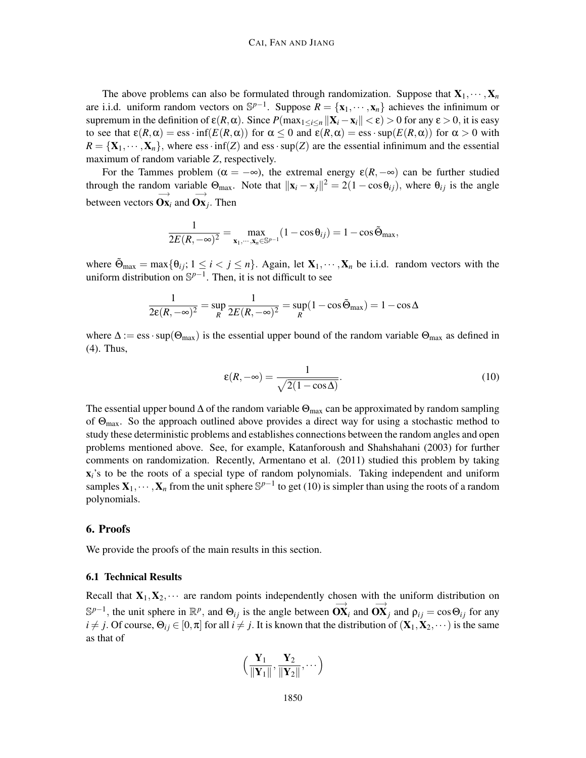The above problems can also be formulated through randomization. Suppose that $\mathbf{X}_1, \cdots, \mathbf{X}_n$ are i.i.d. uniform random vectors on $\mathbb{S}^{p-1}$. Suppose $R = \{\mathbf{x}_1, \cdots, \mathbf{x}_n\}$ achieves the infinimum or supremum in the definition of $\varepsilon(R, \alpha)$. Since $P(\max_{1 \le i \le n} \|\mathbf{X}_i - \mathbf{x}_i\| < \varepsilon) > 0$ for any $\varepsilon > 0$, it is easy to see that $\varepsilon(R, \alpha) = \text{ess} \cdot \inf(E(R, \alpha))$ for $\alpha \le 0$ and $\varepsilon(R, \alpha) = \text{ess} \cdot \sup(E(R, \alpha))$ for $\alpha > 0$ with $R = \{\mathbf{X}_1, \cdots, \mathbf{X}_n\}$, where $\text{ess} \cdot \inf(Z)$ and $\text{ess} \cdot \sup(Z)$ are the essential infinimum and the essential maximum of random variable $Z$, respectively.

For the Tammes problem ($\alpha = -\infty$), the extremal energy $\varepsilon(R, -\infty)$ can be further studied through the random variable $\Theta_{\max}$. Note that $\|\mathbf{x}_i - \mathbf{x}_j\|^2 = 2(1 - \cos\theta_{ij})$, where $\theta_{ij}$ is the angle between vectors $\overrightarrow{\mathbf{Ox}}_i$ and $\overrightarrow{\mathbf{Ox}}_j$. Then

$$\frac{1}{2E(R, -\infty)^2} = \max_{\mathbf{x}_1, \cdots, \mathbf{x}_n \in \mathbb{S}^{p-1}} (1 - \cos\theta_{ij}) = 1 - \cos\tilde{\Theta}_{\max},$$

where $\tilde{\Theta}_{\max} = \max\{\theta_{ij}; 1 \le i < j \le n\}$. Again, let $\mathbf{X}_1, \cdots, \mathbf{X}_n$ be i.i.d. random vectors with the uniform distribution on $\mathbb{S}^{p-1}$. Then, it is not difficult to see

$$\frac{1}{2\varepsilon(R, -\infty)^2} = \sup_R \frac{1}{2E(R, -\infty)^2} = \sup_R (1 - \cos\tilde{\Theta}_{\max}) = 1 - \cos\Delta$$

where $\Delta := \text{ess} \cdot \sup(\Theta_{\max})$ is the essential upper bound of the random variable $\Theta_{\max}$ as defined in (4). Thus,

$$\varepsilon(R, -\infty) = \frac{1}{\sqrt{2(1 - \cos\Delta)}}. \tag{10}$$

The essential upper bound $\Delta$ of the random variable $\Theta_{\max}$ can be approximated by random sampling of $\Theta_{\max}$. So the approach outlined above provides a direct way for using a stochastic method to study these deterministic problems and establishes connections between the random angles and open problems mentioned above. See, for example, Katanforoush and Shahshahani (2003) for further comments on randomization. Recently, Armentano et al. (2011) studied this problem by taking $\mathbf{x}_i$'s to be the roots of a special type of random polynomials. Taking independent and uniform samples $\mathbf{X}_1, \cdots, \mathbf{X}_n$ from the unit sphere $\mathbb{S}^{p-1}$ to get (10) is simpler than using the roots of a random polynomials.

## 6. Proofs

We provide the proofs of the main results in this section.

### 6.1 Technical Results

Recall that $\mathbf{X}_1, \mathbf{X}_2, \cdots$ are random points independently chosen with the uniform distribution on $\mathbb{S}^{p-1}$, the unit sphere in $\mathbb{R}^p$, and $\Theta_{ij}$ is the angle between $\overrightarrow{\mathbf{OX}}_i$ and $\overrightarrow{\mathbf{OX}}_j$ and $\rho_{ij} = \cos\Theta_{ij}$ for any $i \ne j$. Of course, $\Theta_{ij} \in [0, \pi]$ for all $i \ne j$. It is known that the distribution of $(\mathbf{X}_1, \mathbf{X}_2, \cdots)$ is the same as that of

$$\Big(\frac{\mathbf{Y}_1}{\|\mathbf{Y}_1\|}, \frac{\mathbf{Y}_2}{\|\mathbf{Y}_2\|}, \cdots\Big)$$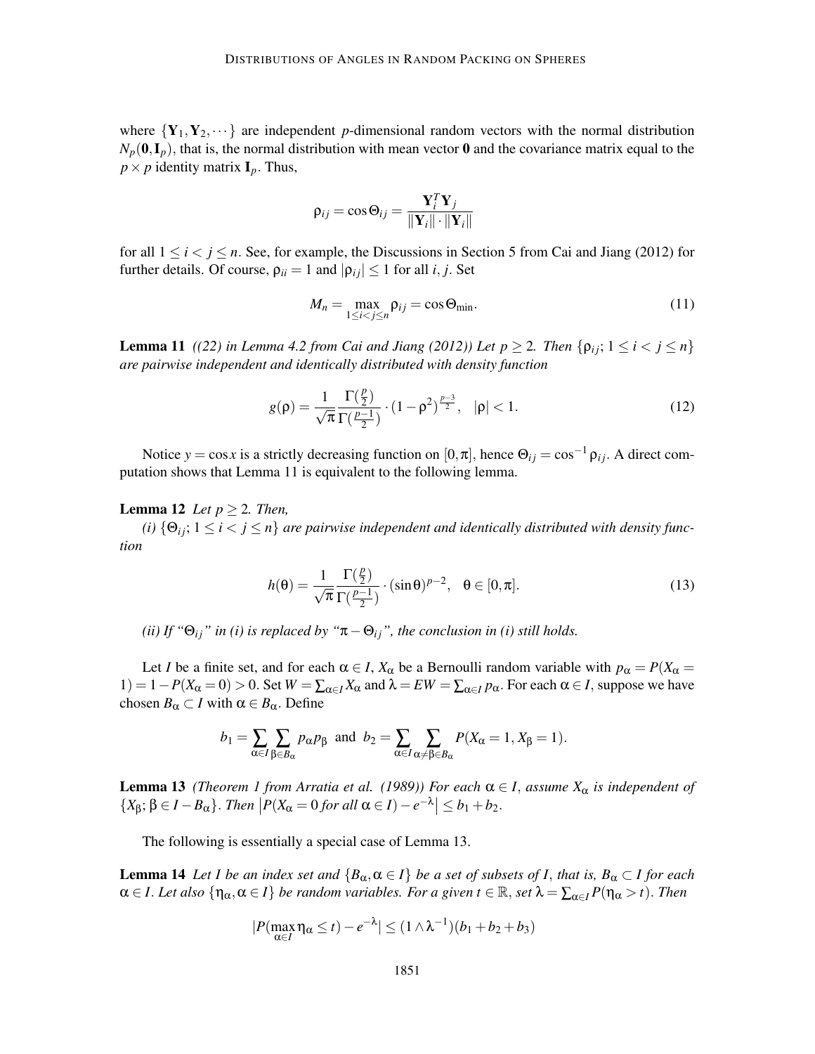where $\{\mathbf{Y}_1, \mathbf{Y}_2, \cdots\}$ are independent $p$-dimensional random vectors with the normal distribution $N_p(\mathbf{0}, \mathbf{I}_p)$, that is, the normal distribution with mean vector $\mathbf{0}$ and the covariance matrix equal to the $p \times p$ identity matrix $\mathbf{I}_p$. Thus,

$$\rho_{ij} = \cos\Theta_{ij} = \frac{\mathbf{Y}_i^T \mathbf{Y}_j}{\|\mathbf{Y}_i\| \cdot \|\mathbf{Y}_i\|}$$

for all $1 \le i < j \le n$. See, for example, the Discussions in Section 5 from Cai and Jiang (2012) for further details. Of course, $\rho_{ii} = 1$ and $|\rho_{ij}| \le 1$ for all $i, j$. Set

$$M_n = \max_{1 \le i < j \le n} \rho_{ij} = \cos\Theta_{\min}. \tag{11}$$

**Lemma 11** *((22) in Lemma 4.2 from Cai and Jiang (2012)) Let $p \ge 2$. Then $\{\rho_{ij};\, 1 \le i < j \le n\}$ are pairwise independent and identically distributed with density function*

$$g(\rho) = \frac{1}{\sqrt{\pi}} \frac{\Gamma(\frac{p}{2})}{\Gamma(\frac{p-1}{2})} \cdot (1-\rho^2)^{\frac{p-3}{2}}, \quad |\rho| < 1. \tag{12}$$

Notice $y = \cos x$ is a strictly decreasing function on $[0, \pi]$, hence $\Theta_{ij} = \cos^{-1} \rho_{ij}$. A direct computation shows that Lemma 11 is equivalent to the following lemma.

**Lemma 12** *Let $p \ge 2$. Then,*

*(i) $\{\Theta_{ij};\, 1 \le i < j \le n\}$ are pairwise independent and identically distributed with density function*

$$h(\theta) = \frac{1}{\sqrt{\pi}} \frac{\Gamma(\frac{p}{2})}{\Gamma(\frac{p-1}{2})} \cdot (\sin\theta)^{p-2}, \quad \theta \in [0, \pi]. \tag{13}$$

*(ii) If "$\Theta_{ij}$" in (i) is replaced by "$\pi - \Theta_{ij}$", the conclusion in (i) still holds.*

Let $I$ be a finite set, and for each $\alpha \in I$, $X_\alpha$ be a Bernoulli random variable with $p_\alpha = P(X_\alpha = 1) = 1 - P(X_\alpha = 0) > 0$. Set $W = \sum_{\alpha \in I} X_\alpha$ and $\lambda = EW = \sum_{\alpha \in I} p_\alpha$. For each $\alpha \in I$, suppose we have chosen $B_\alpha \subset I$ with $\alpha \in B_\alpha$. Define

$$b_1 = \sum_{\alpha \in I} \sum_{\beta \in B_\alpha} p_\alpha p_\beta \;\text{ and }\; b_2 = \sum_{\alpha \in I} \sum_{\alpha \ne \beta \in B_\alpha} P(X_\alpha = 1, X_\beta = 1).$$

**Lemma 13** *(Theorem 1 from Arratia et al. (1989)) For each $\alpha \in I$, assume $X_\alpha$ is independent of $\{X_\beta;\, \beta \in I - B_\alpha\}$. Then $\left|P(X_\alpha = 0 \text{ for all } \alpha \in I) - e^{-\lambda}\right| \le b_1 + b_2$.*

The following is essentially a special case of Lemma 13.

**Lemma 14** *Let $I$ be an index set and $\{B_\alpha, \alpha \in I\}$ be a set of subsets of $I$, that is, $B_\alpha \subset I$ for each $\alpha \in I$. Let also $\{\eta_\alpha, \alpha \in I\}$ be random variables. For a given $t \in \mathbb{R}$, set $\lambda = \sum_{\alpha \in I} P(\eta_\alpha > t)$. Then*

$$|P(\max_{\alpha \in I} \eta_\alpha \le t) - e^{-\lambda}| \le (1 \wedge \lambda^{-1})(b_1 + b_2 + b_3)$$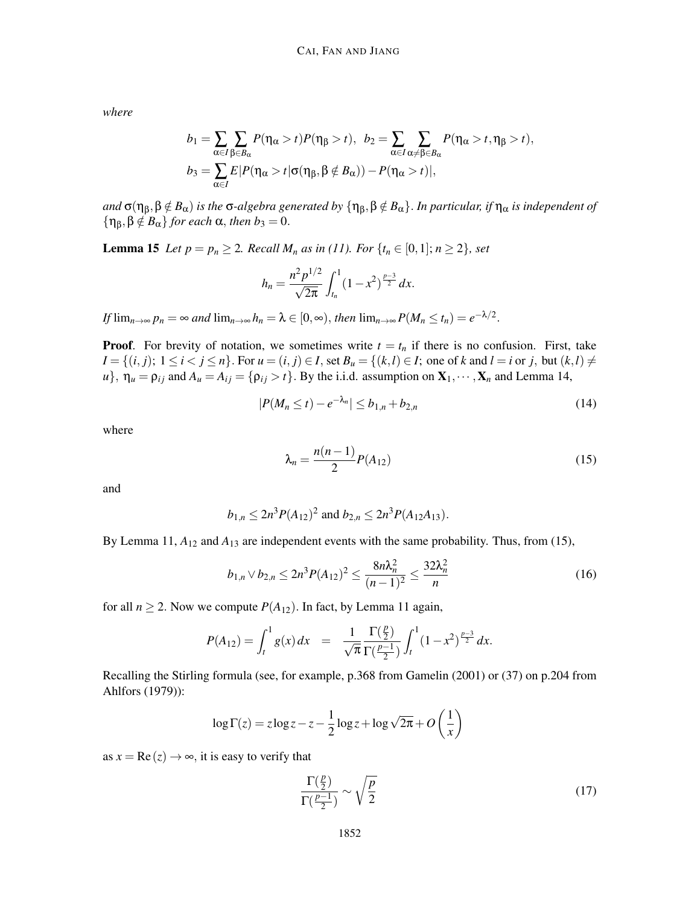*where*

$$b_1 = \sum_{\alpha \in I} \sum_{\beta \in B_\alpha} P(\eta_\alpha > t) P(\eta_\beta > t), \quad b_2 = \sum_{\alpha \in I} \sum_{\alpha \neq \beta \in B_\alpha} P(\eta_\alpha > t, \eta_\beta > t),$$

$$b_3 = \sum_{\alpha \in I} E|P(\eta_\alpha > t | \sigma(\eta_\beta, \beta \notin B_\alpha)) - P(\eta_\alpha > t)|,$$

*and* $\sigma(\eta_\beta, \beta \notin B_\alpha)$ *is the* $\sigma$*-algebra generated by* $\{\eta_\beta, \beta \notin B_\alpha\}$. *In particular, if* $\eta_\alpha$ *is independent of* $\{\eta_\beta, \beta \notin B_\alpha\}$ *for each* $\alpha$, *then* $b_3 = 0$.

**Lemma 15** *Let* $p = p_n \geq 2$. *Recall* $M_n$ *as in (11). For* $\{t_n \in [0,1]; n \geq 2\}$, *set*

$$h_n = \frac{n^2 p^{1/2}}{\sqrt{2\pi}} \int_{t_n}^1 (1-x^2)^{\frac{p-3}{2}} \, dx.$$

*If* $\lim_{n\to\infty} p_n = \infty$ *and* $\lim_{n\to\infty} h_n = \lambda \in [0, \infty)$, *then* $\lim_{n\to\infty} P(M_n \leq t_n) = e^{-\lambda/2}$.

**Proof**. For brevity of notation, we sometimes write $t = t_n$ if there is no confusion. First, take $I = \{(i,j);\ 1 \leq i < j \leq n\}$. For $u = (i,j) \in I$, set $B_u = \{(k,l) \in I;$ one of $k$ and $l = i$ or $j$, but $(k,l) \neq u\}$, $\eta_u = \rho_{ij}$ and $A_u = A_{ij} = \{\rho_{ij} > t\}$. By the i.i.d. assumption on $\mathbf{X}_1, \cdots, \mathbf{X}_n$ and Lemma 14,

$$|P(M_n \leq t) - e^{-\lambda_n}| \leq b_{1,n} + b_{2,n} \tag{14}$$

where

$$\lambda_n = \frac{n(n-1)}{2} P(A_{12}) \tag{15}$$

and

$$b_{1,n} \leq 2n^3 P(A_{12})^2 \text{ and } b_{2,n} \leq 2n^3 P(A_{12}A_{13}).$$

By Lemma 11, $A_{12}$ and $A_{13}$ are independent events with the same probability. Thus, from (15),

$$b_{1,n} \vee b_{2,n} \leq 2n^3 P(A_{12})^2 \leq \frac{8n\lambda_n^2}{(n-1)^2} \leq \frac{32\lambda_n^2}{n} \tag{16}$$

for all $n \geq 2$. Now we compute $P(A_{12})$. In fact, by Lemma 11 again,

$$P(A_{12}) = \int_t^1 g(x)\, dx \quad = \quad \frac{1}{\sqrt{\pi}} \frac{\Gamma(\frac{p}{2})}{\Gamma(\frac{p-1}{2})} \int_t^1 (1-x^2)^{\frac{p-3}{2}} \, dx.$$

Recalling the Stirling formula (see, for example, p.368 from Gamelin (2001) or (37) on p.204 from Ahlfors (1979)):

$$\log \Gamma(z) = z \log z - z - \frac{1}{2} \log z + \log \sqrt{2\pi} + O\left(\frac{1}{x}\right)$$

as $x = \mathrm{Re}(z) \to \infty$, it is easy to verify that

$$\frac{\Gamma(\frac{p}{2})}{\Gamma(\frac{p-1}{2})} \sim \sqrt{\frac{p}{2}} \tag{17}$$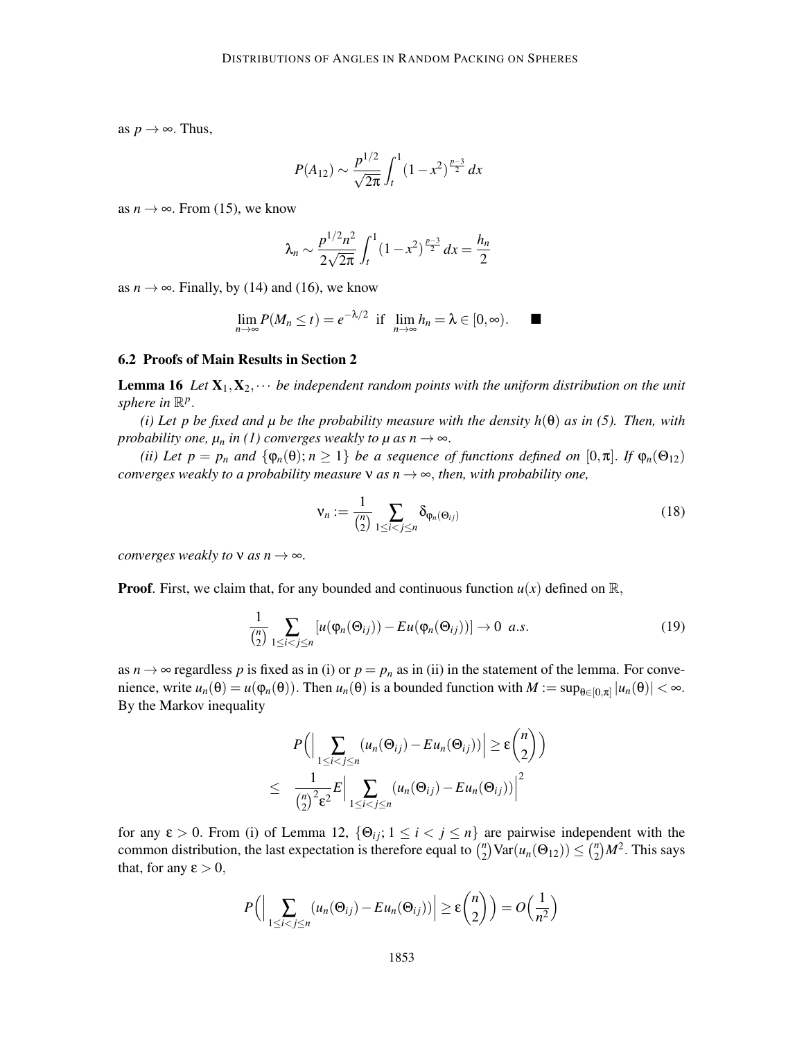as $p \to \infty$. Thus,

$$P(A_{12}) \sim \frac{p^{1/2}}{\sqrt{2\pi}} \int_t^1 (1-x^2)^{\frac{p-3}{2}}\, dx$$

as $n \to \infty$. From (15), we know

$$\lambda_n \sim \frac{p^{1/2} n^2}{2\sqrt{2\pi}} \int_t^1 (1-x^2)^{\frac{p-3}{2}}\, dx = \frac{h_n}{2}$$

as $n \to \infty$. Finally, by (14) and (16), we know

$$\lim_{n\to\infty} P(M_n \le t) = e^{-\lambda/2} \text{ if } \lim_{n\to\infty} h_n = \lambda \in [0, \infty). \quad \blacksquare$$

### 6.2 Proofs of Main Results in Section 2

**Lemma 16** *Let $\mathbf{X}_1, \mathbf{X}_2, \cdots$ be independent random points with the uniform distribution on the unit sphere in $\mathbb{R}^p$.*

*(i) Let $p$ be fixed and $\mu$ be the probability measure with the density $h(\theta)$ as in (5). Then, with probability one, $\mu_n$ in (1) converges weakly to $\mu$ as $n \to \infty$.*

*(ii) Let $p = p_n$ and $\{\varphi_n(\theta); n \ge 1\}$ be a sequence of functions defined on $[0, \pi]$. If $\varphi_n(\Theta_{12})$ converges weakly to a probability measure $\nu$ as $n \to \infty$, then, with probability one,*

$$\nu_n := \frac{1}{\binom{n}{2}} \sum_{1 \le i < j \le n} \delta_{\varphi_n(\Theta_{ij})} \tag{18}$$

*converges weakly to $\nu$ as $n \to \infty$.*

**Proof**. First, we claim that, for any bounded and continuous function $u(x)$ defined on $\mathbb{R}$,

$$\frac{1}{\binom{n}{2}} \sum_{1 \le i < j \le n} [u(\varphi_n(\Theta_{ij})) - Eu(\varphi_n(\Theta_{ij}))] \to 0 \ \ a.s. \tag{19}$$

as $n \to \infty$ regardless $p$ is fixed as in (i) or $p = p_n$ as in (ii) in the statement of the lemma. For convenience, write $u_n(\theta) = u(\varphi_n(\theta))$. Then $u_n(\theta)$ is a bounded function with $M := \sup_{\theta \in [0,\pi]} |u_n(\theta)| < \infty$. By the Markov inequality

$$\begin{aligned} & P\Big( \Big| \sum_{1 \le i < j \le n} (u_n(\Theta_{ij}) - Eu_n(\Theta_{ij})) \Big| \ge \varepsilon \binom{n}{2} \Big) \\ \le \quad & \frac{1}{\binom{n}{2}^2 \varepsilon^2} E \Big| \sum_{1 \le i < j \le n} (u_n(\Theta_{ij}) - Eu_n(\Theta_{ij})) \Big|^2 \end{aligned}$$

for any $\varepsilon > 0$. From (i) of Lemma 12, $\{\Theta_{ij}; 1 \le i < j \le n\}$ are pairwise independent with the common distribution, the last expectation is therefore equal to $\binom{n}{2}\mathrm{Var}(u_n(\Theta_{12})) \le \binom{n}{2} M^2$. This says that, for any $\varepsilon > 0$,

$$P\Big( \Big| \sum_{1 \le i < j \le n} (u_n(\Theta_{ij}) - Eu_n(\Theta_{ij})) \Big| \ge \varepsilon \binom{n}{2} \Big) = O\Big(\frac{1}{n^2}\Big)$$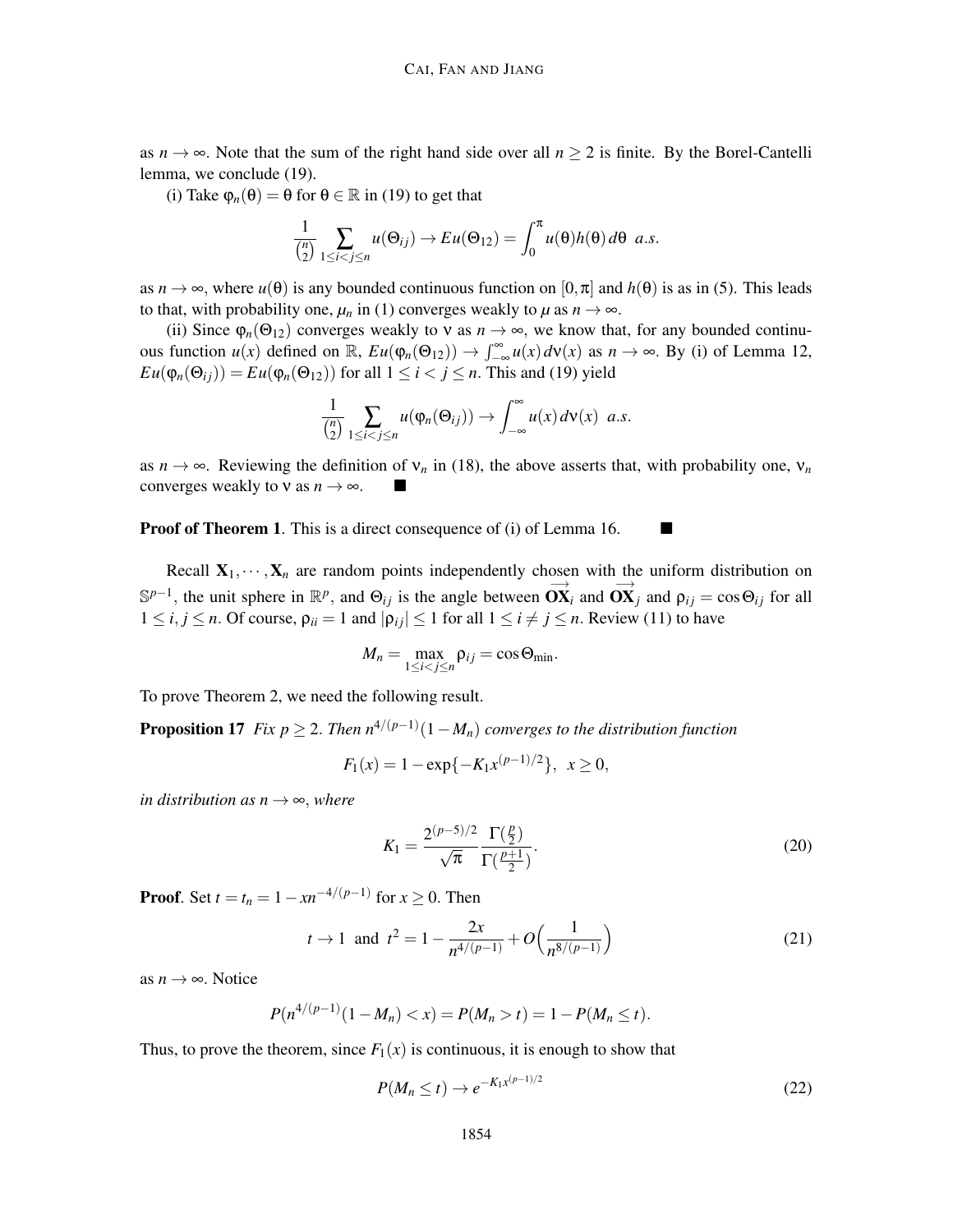as $n \to \infty$. Note that the sum of the right hand side over all $n \geq 2$ is finite. By the Borel-Cantelli lemma, we conclude (19).

(i) Take $\varphi_n(\theta) = \theta$ for $\theta \in \mathbb{R}$ in (19) to get that

$$\frac{1}{\binom{n}{2}} \sum_{1 \leq i < j \leq n} u(\Theta_{ij}) \to Eu(\Theta_{12}) = \int_0^{\pi} u(\theta) h(\theta)\, d\theta \;\; a.s.$$

as $n \to \infty$, where $u(\theta)$ is any bounded continuous function on $[0, \pi]$ and $h(\theta)$ is as in (5). This leads to that, with probability one, $\mu_n$ in (1) converges weakly to $\mu$ as $n \to \infty$.

(ii) Since $\varphi_n(\Theta_{12})$ converges weakly to $\nu$ as $n \to \infty$, we know that, for any bounded continuous function $u(x)$ defined on $\mathbb{R}$, $Eu(\varphi_n(\Theta_{12})) \to \int_{-\infty}^{\infty} u(x)\, d\nu(x)$ as $n \to \infty$. By (i) of Lemma 12, $Eu(\varphi_n(\Theta_{ij})) = Eu(\varphi_n(\Theta_{12}))$ for all $1 \leq i < j \leq n$. This and (19) yield

$$\frac{1}{\binom{n}{2}} \sum_{1 \leq i < j \leq n} u(\varphi_n(\Theta_{ij})) \to \int_{-\infty}^{\infty} u(x)\, d\nu(x) \;\; a.s.$$

as $n \to \infty$. Reviewing the definition of $\nu_n$ in (18), the above asserts that, with probability one, $\nu_n$ converges weakly to $\nu$ as $n \to \infty$. ■

**Proof of Theorem 1**. This is a direct consequence of (i) of Lemma 16. ■

Recall $\mathbf{X}_1, \cdots, \mathbf{X}_n$ are random points independently chosen with the uniform distribution on $\mathbb{S}^{p-1}$, the unit sphere in $\mathbb{R}^p$, and $\Theta_{ij}$ is the angle between $\overrightarrow{\mathbf{OX}}_i$ and $\overrightarrow{\mathbf{OX}}_j$ and $\rho_{ij} = \cos \Theta_{ij}$ for all $1 \leq i, j \leq n$. Of course, $\rho_{ii} = 1$ and $|\rho_{ij}| \leq 1$ for all $1 \leq i \neq j \leq n$. Review (11) to have

$$M_n = \max_{1 \leq i < j \leq n} \rho_{ij} = \cos \Theta_{\min}.$$

To prove Theorem 2, we need the following result.

**Proposition 17** *Fix $p \geq 2$. Then $n^{4/(p-1)}(1 - M_n)$ converges to the distribution function*

$$F_1(x) = 1 - \exp\{-K_1 x^{(p-1)/2}\}, \;\; x \geq 0,$$

*in distribution as $n \to \infty$, where*

$$K_1 = \frac{2^{(p-5)/2}}{\sqrt{\pi}} \frac{\Gamma(\frac{p}{2})}{\Gamma(\frac{p+1}{2})}. \tag{20}$$

**Proof**. Set $t = t_n = 1 - x n^{-4/(p-1)}$ for $x \geq 0$. Then

$$t \to 1 \;\text{ and }\; t^2 = 1 - \frac{2x}{n^{4/(p-1)}} + O\Big(\frac{1}{n^{8/(p-1)}}\Big) \tag{21}$$

as $n \to \infty$. Notice

$$P(n^{4/(p-1)}(1 - M_n) < x) = P(M_n > t) = 1 - P(M_n \leq t).$$

Thus, to prove the theorem, since $F_1(x)$ is continuous, it is enough to show that

$$P(M_n \leq t) \to e^{-K_1 x^{(p-1)/2}} \tag{22}$$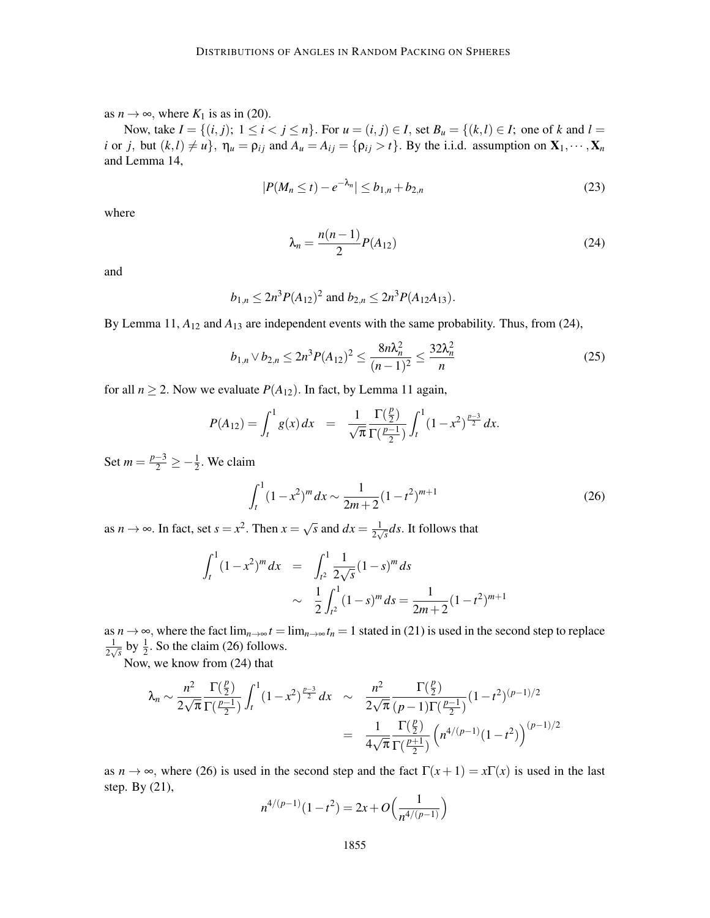as $n \to \infty$, where $K_1$ is as in (20).

Now, take $I = \{(i,j);\ 1 \le i < j \le n\}$. For $u = (i,j) \in I$, set $B_u = \{(k,l) \in I;$ one of $k$ and $l = i$ or $j$, but $(k,l) \neq u\}$, $\eta_u = \rho_{ij}$ and $A_u = A_{ij} = \{\rho_{ij} > t\}$. By the i.i.d. assumption on $\mathbf{X}_1, \cdots, \mathbf{X}_n$ and Lemma 14,

$$|P(M_n \le t) - e^{-\lambda_n}| \le b_{1,n} + b_{2,n} \tag{23}$$

where

$$\lambda_n = \frac{n(n-1)}{2} P(A_{12}) \tag{24}$$

and

$$b_{1,n} \le 2n^3 P(A_{12})^2 \text{ and } b_{2,n} \le 2n^3 P(A_{12}A_{13}).$$

By Lemma 11, $A_{12}$ and $A_{13}$ are independent events with the same probability. Thus, from (24),

$$b_{1,n} \vee b_{2,n} \le 2n^3 P(A_{12})^2 \le \frac{8n\lambda_n^2}{(n-1)^2} \le \frac{32\lambda_n^2}{n} \tag{25}$$

for all $n \ge 2$. Now we evaluate $P(A_{12})$. In fact, by Lemma 11 again,

$$P(A_{12}) = \int_t^1 g(x)\, dx \;=\; \frac{1}{\sqrt{\pi}} \frac{\Gamma(\frac{p}{2})}{\Gamma(\frac{p-1}{2})} \int_t^1 (1-x^2)^{\frac{p-3}{2}}\, dx.$$

Set $m = \frac{p-3}{2} \ge -\frac{1}{2}$. We claim

$$\int_t^1 (1-x^2)^m\, dx \sim \frac{1}{2m+2}(1-t^2)^{m+1} \tag{26}$$

as $n \to \infty$. In fact, set $s = x^2$. Then $x = \sqrt{s}$ and $dx = \frac{1}{2\sqrt{s}} ds$. It follows that

$$\begin{aligned}
\int_t^1 (1-x^2)^m\, dx &= \int_{t^2}^1 \frac{1}{2\sqrt{s}} (1-s)^m\, ds \\
&\sim \frac{1}{2} \int_{t^2}^1 (1-s)^m\, ds = \frac{1}{2m+2}(1-t^2)^{m+1}
\end{aligned}$$

as $n \to \infty$, where the fact $\lim_{n\to\infty} t = \lim_{n\to\infty} t_n = 1$ stated in (21) is used in the second step to replace $\frac{1}{2\sqrt{s}}$ by $\frac{1}{2}$. So the claim (26) follows.

Now, we know from (24) that

$$\begin{aligned}
\lambda_n \sim \frac{n^2}{2\sqrt{\pi}} \frac{\Gamma(\frac{p}{2})}{\Gamma(\frac{p-1}{2})} \int_t^1 (1-x^2)^{\frac{p-3}{2}}\, dx &\sim \frac{n^2}{2\sqrt{\pi}} \frac{\Gamma(\frac{p}{2})}{(p-1)\Gamma(\frac{p-1}{2})} (1-t^2)^{(p-1)/2} \\
&= \frac{1}{4\sqrt{\pi}} \frac{\Gamma(\frac{p}{2})}{\Gamma(\frac{p+1}{2})} \left(n^{4/(p-1)}(1-t^2)\right)^{(p-1)/2}
\end{aligned}$$

as $n \to \infty$, where (26) is used in the second step and the fact $\Gamma(x+1) = x\Gamma(x)$ is used in the last step. By (21),

$$n^{4/(p-1)}(1-t^2) = 2x + O\Big(\frac{1}{n^{4/(p-1)}}\Big)$$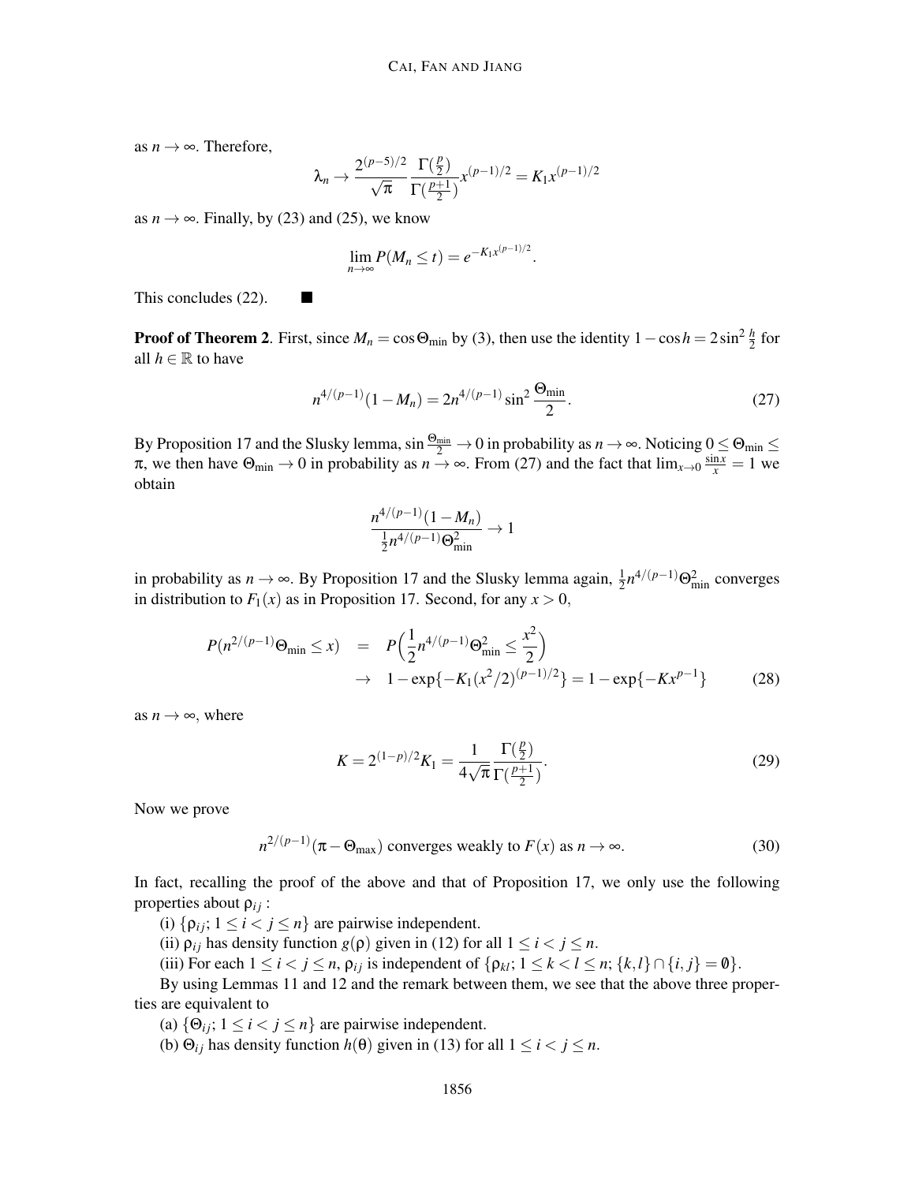as $n \to \infty$. Therefore,

$$\lambda_n \to \frac{2^{(p-5)/2}}{\sqrt{\pi}} \frac{\Gamma(\frac{p}{2})}{\Gamma(\frac{p+1}{2})} x^{(p-1)/2} = K_1 x^{(p-1)/2}$$

as $n \to \infty$. Finally, by (23) and (25), we know

$$\lim_{n\to\infty} P(M_n \le t) = e^{-K_1 x^{(p-1)/2}}.$$

This concludes (22). ■

**Proof of Theorem 2**. First, since $M_n = \cos\Theta_{\min}$ by (3), then use the identity $1 - \cos h = 2\sin^2 \frac{h}{2}$ for all $h \in \mathbb{R}$ to have

$$n^{4/(p-1)}(1 - M_n) = 2n^{4/(p-1)} \sin^2 \frac{\Theta_{\min}}{2}. \tag{27}$$

By Proposition 17 and the Slusky lemma, $\sin\frac{\Theta_{\min}}{2} \to 0$ in probability as $n \to \infty$. Noticing $0 \le \Theta_{\min} \le \pi$, we then have $\Theta_{\min} \to 0$ in probability as $n \to \infty$. From (27) and the fact that $\lim_{x\to 0} \frac{\sin x}{x} = 1$ we obtain

$$\frac{n^{4/(p-1)}(1 - M_n)}{\frac{1}{2} n^{4/(p-1)} \Theta_{\min}^2} \to 1$$

in probability as $n \to \infty$. By Proposition 17 and the Slusky lemma again, $\frac{1}{2} n^{4/(p-1)} \Theta_{\min}^2$ converges in distribution to $F_1(x)$ as in Proposition 17. Second, for any $x > 0$,

$$\begin{aligned} P(n^{2/(p-1)}\Theta_{\min} \le x) &= P\Big(\frac{1}{2} n^{4/(p-1)} \Theta_{\min}^2 \le \frac{x^2}{2}\Big) \\ &\to 1 - \exp\{-K_1 (x^2/2)^{(p-1)/2}\} = 1 - \exp\{-K x^{p-1}\} \end{aligned} \tag{28}$$

as $n \to \infty$, where

$$K = 2^{(1-p)/2} K_1 = \frac{1}{4\sqrt{\pi}} \frac{\Gamma(\frac{p}{2})}{\Gamma(\frac{p+1}{2})}. \tag{29}$$

Now we prove

$$n^{2/(p-1)}(\pi - \Theta_{\max}) \text{ converges weakly to } F(x) \text{ as } n \to \infty. \tag{30}$$

In fact, recalling the proof of the above and that of Proposition 17, we only use the following properties about $\rho_{ij}$ :

(i) $\{\rho_{ij};\, 1 \le i < j \le n\}$ are pairwise independent.

(ii) $\rho_{ij}$ has density function $g(\rho)$ given in (12) for all $1 \le i < j \le n$.

(iii) For each $1 \le i < j \le n$, $\rho_{ij}$ is independent of $\{\rho_{kl};\, 1 \le k < l \le n;\, \{k,l\} \cap \{i,j\} = \emptyset\}$.

By using Lemmas 11 and 12 and the remark between them, we see that the above three properties are equivalent to

(a) $\{\Theta_{ij};\, 1 \le i < j \le n\}$ are pairwise independent.

(b) $\Theta_{ij}$ has density function $h(\theta)$ given in (13) for all $1 \le i < j \le n$.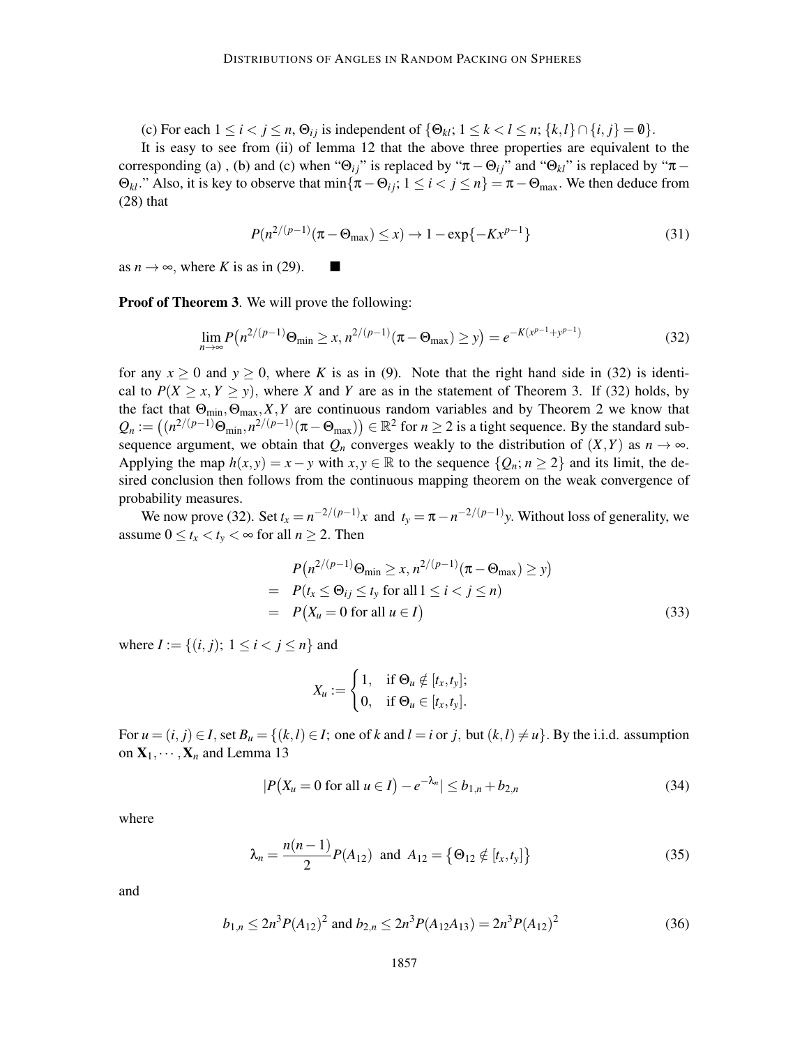(c) For each $1 \leq i < j \leq n$, $\Theta_{ij}$ is independent of $\{\Theta_{kl};\, 1 \leq k < l \leq n;\, \{k,l\} \cap \{i,j\} = \emptyset\}$.

It is easy to see from (ii) of lemma 12 that the above three properties are equivalent to the corresponding (a) , (b) and (c) when "$\Theta_{ij}$" is replaced by "$\pi - \Theta_{ij}$" and "$\Theta_{kl}$" is replaced by "$\pi - \Theta_{kl}$." Also, it is key to observe that $\min\{\pi - \Theta_{ij};\, 1 \leq i < j \leq n\} = \pi - \Theta_{\max}$. We then deduce from (28) that

$$P\big(n^{2/(p-1)}(\pi - \Theta_{\max}) \leq x\big) \to 1 - \exp\{-Kx^{p-1}\} \tag{31}$$

as $n \to \infty$, where $K$ is as in (29). ■

**Proof of Theorem 3**. We will prove the following:

$$\lim_{n\to\infty} P\big(n^{2/(p-1)}\Theta_{\min} \geq x,\, n^{2/(p-1)}(\pi - \Theta_{\max}) \geq y\big) = e^{-K(x^{p-1}+y^{p-1})} \tag{32}$$

for any $x \geq 0$ and $y \geq 0$, where $K$ is as in (9). Note that the right hand side in (32) is identical to $P(X \geq x, Y \geq y)$, where $X$ and $Y$ are as in the statement of Theorem 3. If (32) holds, by the fact that $\Theta_{\min}, \Theta_{\max}, X, Y$ are continuous random variables and by Theorem 2 we know that $Q_n := \big((n^{2/(p-1)}\Theta_{\min}, n^{2/(p-1)}(\pi - \Theta_{\max})\big) \in \mathbb{R}^2$ for $n \geq 2$ is a tight sequence. By the standard subsequence argument, we obtain that $Q_n$ converges weakly to the distribution of $(X,Y)$ as $n \to \infty$. Applying the map $h(x,y) = x - y$ with $x, y \in \mathbb{R}$ to the sequence $\{Q_n;\, n \geq 2\}$ and its limit, the desired conclusion then follows from the continuous mapping theorem on the weak convergence of probability measures.

We now prove (32). Set $t_x = n^{-2/(p-1)}x$ and $t_y = \pi - n^{-2/(p-1)}y$. Without loss of generality, we assume $0 \leq t_x < t_y < \infty$ for all $n \geq 2$. Then

$$\begin{aligned}
& P\big(n^{2/(p-1)}\Theta_{\min} \geq x,\, n^{2/(p-1)}(\pi - \Theta_{\max}) \geq y\big) \\
= \;& P\big(t_x \leq \Theta_{ij} \leq t_y \text{ for all } 1 \leq i < j \leq n\big) \\
= \;& P\big(X_u = 0 \text{ for all } u \in I\big)
\end{aligned} \tag{33}$$

where $I := \{(i,j);\, 1 \leq i < j \leq n\}$ and

$$X_u := \begin{cases} 1, & \text{if } \Theta_u \notin [t_x, t_y]; \\ 0, & \text{if } \Theta_u \in [t_x, t_y]. \end{cases}$$

For $u = (i,j) \in I$, set $B_u = \{(k,l) \in I;\, \text{one of } k \text{ and } l = i \text{ or } j, \text{ but } (k,l) \neq u\}$. By the i.i.d. assumption on $\mathbf{X}_1, \cdots, \mathbf{X}_n$ and Lemma 13

$$\big|P\big(X_u = 0 \text{ for all } u \in I\big) - e^{-\lambda_n}\big| \leq b_{1,n} + b_{2,n} \tag{34}$$

where

$$\lambda_n = \frac{n(n-1)}{2} P(A_{12}) \;\text{ and }\; A_{12} = \big\{\Theta_{12} \notin [t_x, t_y]\big\} \tag{35}$$

and

$$b_{1,n} \leq 2n^3 P(A_{12})^2 \text{ and } b_{2,n} \leq 2n^3 P(A_{12}A_{13}) = 2n^3 P(A_{12})^2 \tag{36}$$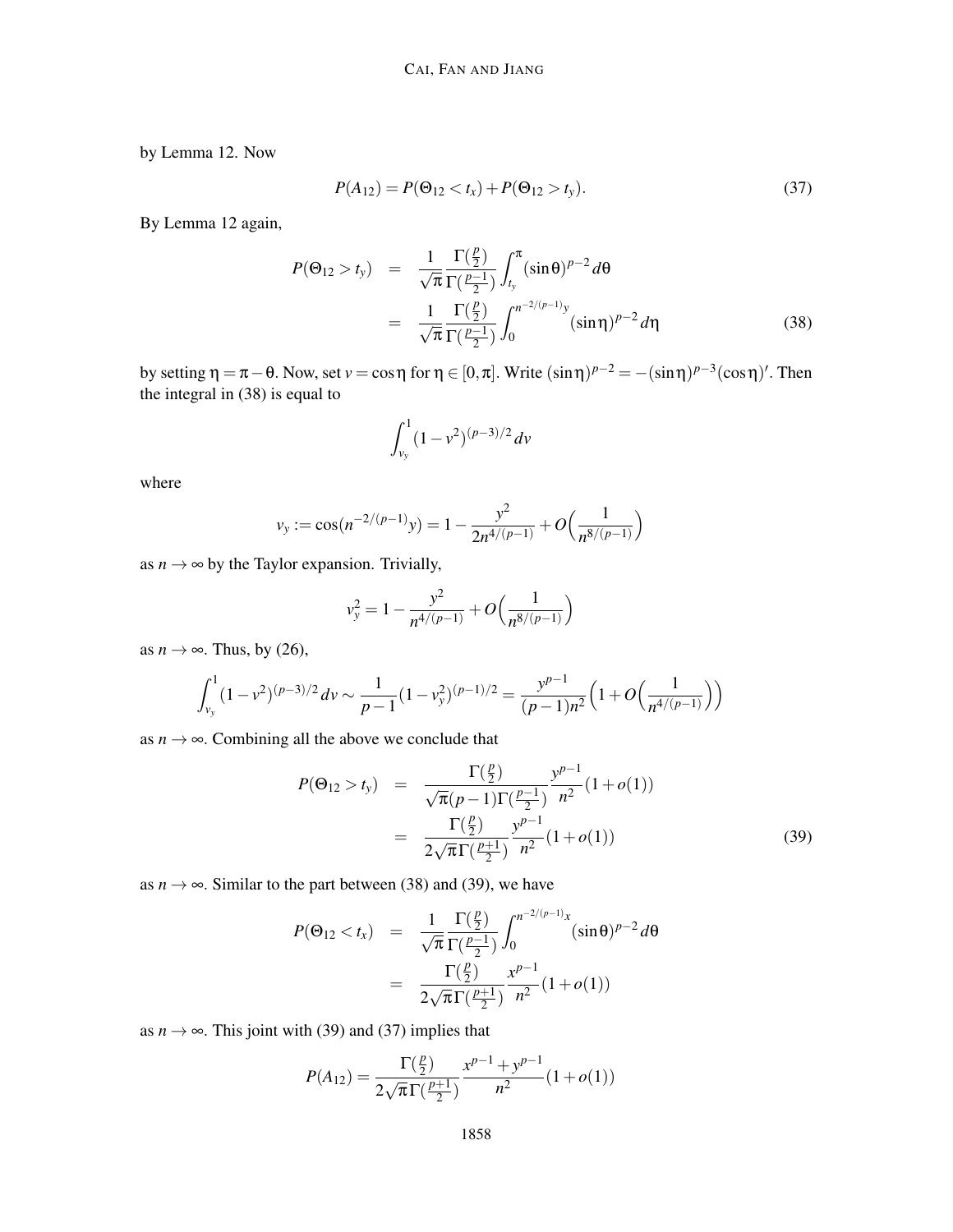by Lemma 12. Now

$$P(A_{12}) = P(\Theta_{12} < t_x) + P(\Theta_{12} > t_y). \tag{37}$$

By Lemma 12 again,

$$\begin{aligned} P(\Theta_{12} > t_y) &= \frac{1}{\sqrt{\pi}} \frac{\Gamma(\frac{p}{2})}{\Gamma(\frac{p-1}{2})} \int_{t_y}^{\pi} (\sin\theta)^{p-2} \, d\theta \\ &= \frac{1}{\sqrt{\pi}} \frac{\Gamma(\frac{p}{2})}{\Gamma(\frac{p-1}{2})} \int_0^{n^{-2/(p-1)}y} (\sin\eta)^{p-2} \, d\eta \end{aligned} \tag{38}$$

by setting $\eta = \pi - \theta$. Now, set $v = \cos\eta$ for $\eta \in [0, \pi]$. Write $(\sin\eta)^{p-2} = -(\sin\eta)^{p-3}(\cos\eta)'$. Then the integral in (38) is equal to

$$\int_{v_y}^{1} (1 - v^2)^{(p-3)/2} \, dv$$

where

$$v_y := \cos(n^{-2/(p-1)}y) = 1 - \frac{y^2}{2n^{4/(p-1)}} + O\Big(\frac{1}{n^{8/(p-1)}}\Big)$$

as $n \to \infty$ by the Taylor expansion. Trivially,

$$v_y^2 = 1 - \frac{y^2}{n^{4/(p-1)}} + O\Big(\frac{1}{n^{8/(p-1)}}\Big)$$

as $n \to \infty$. Thus, by (26),

$$\int_{v_y}^{1} (1 - v^2)^{(p-3)/2} \, dv \sim \frac{1}{p-1} (1 - v_y^2)^{(p-1)/2} = \frac{y^{p-1}}{(p-1)n^2} \Big(1 + O\Big(\frac{1}{n^{4/(p-1)}}\Big)\Big)$$

as $n \to \infty$. Combining all the above we conclude that

$$\begin{aligned} P(\Theta_{12} > t_y) &= \frac{\Gamma(\frac{p}{2})}{\sqrt{\pi}(p-1)\Gamma(\frac{p-1}{2})} \frac{y^{p-1}}{n^2} (1 + o(1)) \\ &= \frac{\Gamma(\frac{p}{2})}{2\sqrt{\pi}\,\Gamma(\frac{p+1}{2})} \frac{y^{p-1}}{n^2} (1 + o(1)) \end{aligned} \tag{39}$$

as $n \to \infty$. Similar to the part between (38) and (39), we have

$$\begin{aligned} P(\Theta_{12} < t_x) &= \frac{1}{\sqrt{\pi}} \frac{\Gamma(\frac{p}{2})}{\Gamma(\frac{p-1}{2})} \int_0^{n^{-2/(p-1)}x} (\sin\theta)^{p-2} \, d\theta \\ &= \frac{\Gamma(\frac{p}{2})}{2\sqrt{\pi}\,\Gamma(\frac{p+1}{2})} \frac{x^{p-1}}{n^2} (1 + o(1)) \end{aligned}$$

as $n \to \infty$. This joint with (39) and (37) implies that

$$P(A_{12}) = \frac{\Gamma(\frac{p}{2})}{2\sqrt{\pi}\,\Gamma(\frac{p+1}{2})} \frac{x^{p-1} + y^{p-1}}{n^2} (1 + o(1))$$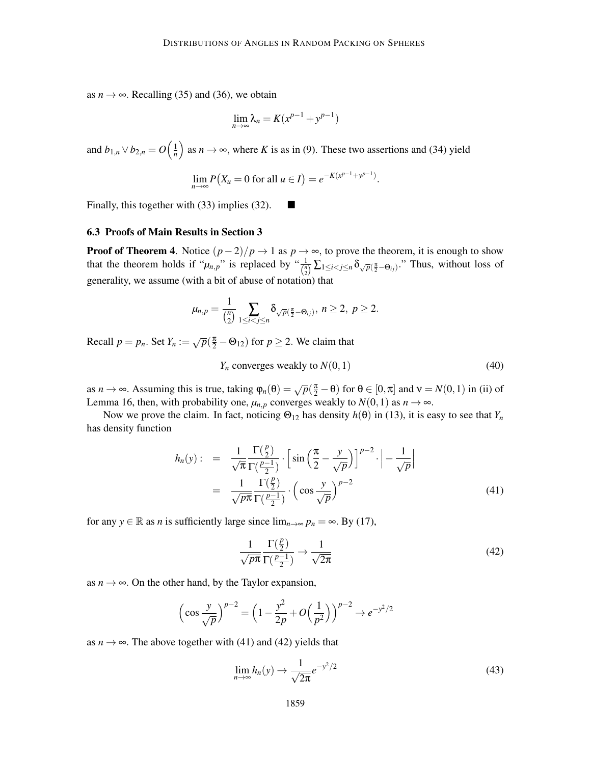as $n \to \infty$. Recalling (35) and (36), we obtain

$$\lim_{n\to\infty} \lambda_n = K(x^{p-1} + y^{p-1})$$

and $b_{1,n} \vee b_{2,n} = O\Big(\frac{1}{n}\Big)$ as $n \to \infty$, where $K$ is as in (9). These two assertions and (34) yield

$$\lim_{n\to\infty} P\big(X_u = 0 \text{ for all } u \in I\big) = e^{-K(x^{p-1}+y^{p-1})}.$$

Finally, this together with (33) implies (32). ■

### 6.3 Proofs of Main Results in Section 3

**Proof of Theorem 4**. Notice $(p-2)/p \to 1$ as $p \to \infty$, to prove the theorem, it is enough to show that the theorem holds if "$\mu_{n,p}$" is replaced by "$\frac{1}{\binom{n}{2}}\sum_{1\le i<j\le n}\delta_{\sqrt{p}(\frac{\pi}{2}-\Theta_{ij})}$." Thus, without loss of generality, we assume (with a bit of abuse of notation) that

$$\mu_{n,p} = \frac{1}{\binom{n}{2}}\sum_{1\le i<j\le n}\delta_{\sqrt{p}(\frac{\pi}{2}-\Theta_{ij})},\ n\ge 2,\ p\ge 2.$$

Recall $p = p_n$. Set $Y_n := \sqrt{p}(\frac{\pi}{2} - \Theta_{12})$ for $p \ge 2$. We claim that

$$Y_n \text{ converges weakly to } N(0,1) \tag{40}$$

as $n \to \infty$. Assuming this is true, taking $\varphi_n(\theta) = \sqrt{p}(\frac{\pi}{2} - \theta)$ for $\theta \in [0, \pi]$ and $\nu = N(0,1)$ in (ii) of Lemma 16, then, with probability one, $\mu_{n,p}$ converges weakly to $N(0,1)$ as $n \to \infty$.

Now we prove the claim. In fact, noticing $\Theta_{12}$ has density $h(\theta)$ in (13), it is easy to see that $Y_n$ has density function

$$\begin{aligned} h_n(y) :&= \frac{1}{\sqrt{\pi}}\frac{\Gamma(\frac{p}{2})}{\Gamma(\frac{p-1}{2})}\cdot\Big[\sin\Big(\frac{\pi}{2} - \frac{y}{\sqrt{p}}\Big)\Big]^{p-2}\cdot\Big|-\frac{1}{\sqrt{p}}\Big| \\ &= \frac{1}{\sqrt{p\pi}}\frac{\Gamma(\frac{p}{2})}{\Gamma(\frac{p-1}{2})}\cdot\Big(\cos\frac{y}{\sqrt{p}}\Big)^{p-2} \end{aligned} \tag{41}$$

for any $y \in \mathbb{R}$ as $n$ is sufficiently large since $\lim_{n\to\infty} p_n = \infty$. By (17),

$$\frac{1}{\sqrt{p\pi}}\frac{\Gamma(\frac{p}{2})}{\Gamma(\frac{p-1}{2})} \to \frac{1}{\sqrt{2\pi}} \tag{42}$$

as $n \to \infty$. On the other hand, by the Taylor expansion,

$$\Big(\cos\frac{y}{\sqrt{p}}\Big)^{p-2} = \Big(1 - \frac{y^2}{2p} + O\Big(\frac{1}{p^2}\Big)\Big)^{p-2} \to e^{-y^2/2}$$

as $n \to \infty$. The above together with (41) and (42) yields that

$$\lim_{n\to\infty} h_n(y) \to \frac{1}{\sqrt{2\pi}}e^{-y^2/2} \tag{43}$$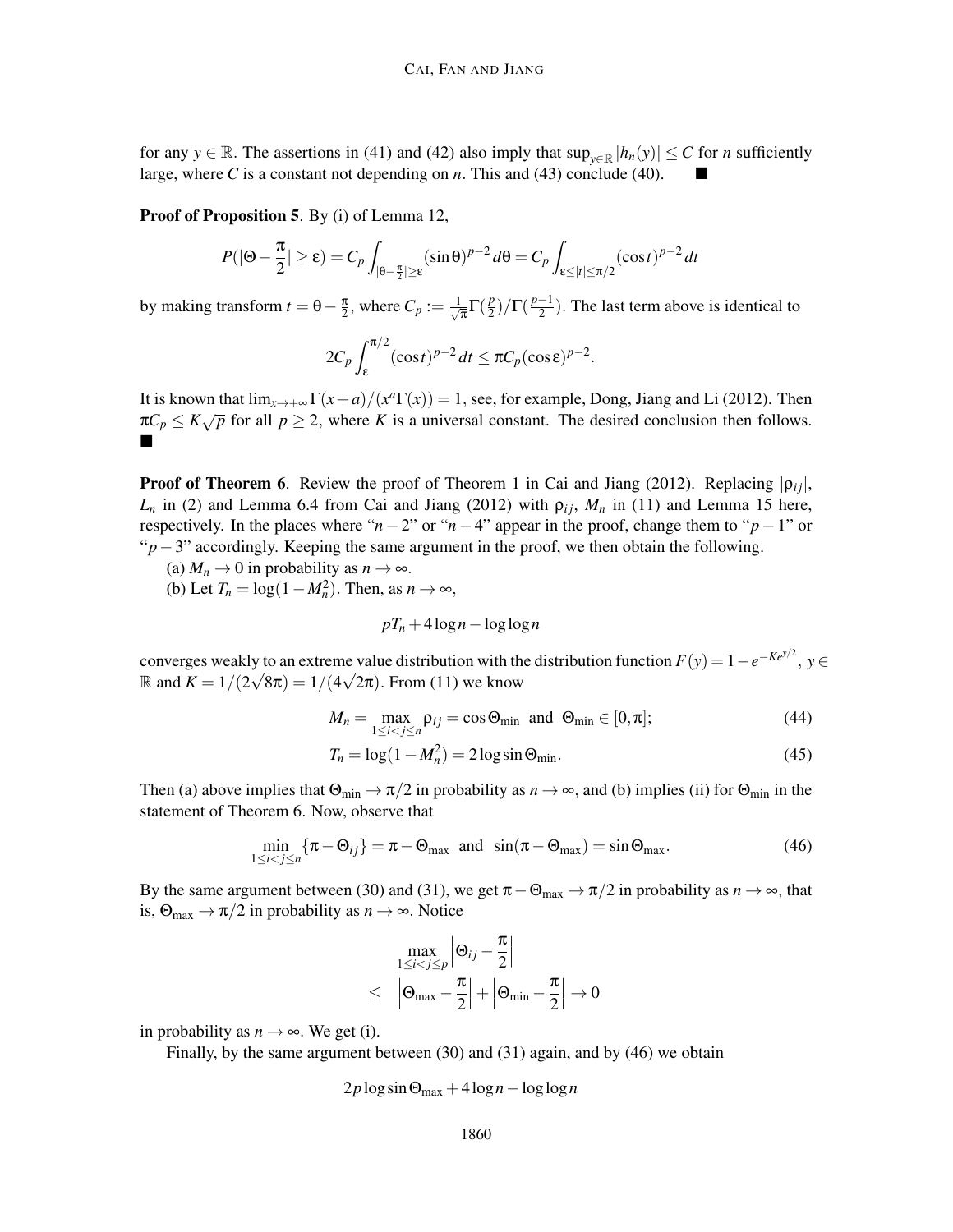for any $y \in \mathbb{R}$. The assertions in (41) and (42) also imply that $\sup_{y\in\mathbb{R}} |h_n(y)| \le C$ for $n$ sufficiently large, where $C$ is a constant not depending on $n$. This and (43) conclude (40). ■

**Proof of Proposition 5**. By (i) of Lemma 12,

$$P(|\Theta - \frac{\pi}{2}| \ge \varepsilon) = C_p \int_{|\theta-\frac{\pi}{2}|\ge\varepsilon} (\sin\theta)^{p-2}\, d\theta = C_p \int_{\varepsilon\le|t|\le\pi/2} (\cos t)^{p-2}\, dt$$

by making transform $t = \theta - \frac{\pi}{2}$, where $C_p := \frac{1}{\sqrt{\pi}}\Gamma(\frac{p}{2})/\Gamma(\frac{p-1}{2})$. The last term above is identical to

$$2C_p \int_{\varepsilon}^{\pi/2} (\cos t)^{p-2}\, dt \le \pi C_p (\cos\varepsilon)^{p-2}.$$

It is known that $\lim_{x\to+\infty} \Gamma(x+a)/(x^a\Gamma(x)) = 1$, see, for example, Dong, Jiang and Li (2012). Then $\pi C_p \le K\sqrt{p}$ for all $p \ge 2$, where $K$ is a universal constant. The desired conclusion then follows. ■

**Proof of Theorem 6**. Review the proof of Theorem 1 in Cai and Jiang (2012). Replacing $|\rho_{ij}|$, $L_n$ in (2) and Lemma 6.4 from Cai and Jiang (2012) with $\rho_{ij}$, $M_n$ in (11) and Lemma 15 here, respectively. In the places where "$n-2$" or "$n-4$" appear in the proof, change them to "$p-1$" or "$p-3$" accordingly. Keeping the same argument in the proof, we then obtain the following.

(a) $M_n \to 0$ in probability as $n \to \infty$.

(b) Let $T_n = \log(1 - M_n^2)$. Then, as $n \to \infty$,

$$pT_n + 4\log n - \log\log n$$

converges weakly to an extreme value distribution with the distribution function $F(y) = 1 - e^{-Ke^{y/2}}$, $y \in \mathbb{R}$ and $K = 1/(2\sqrt{8\pi}) = 1/(4\sqrt{2\pi})$. From (11) we know

$$M_n = \max_{1\le i<j\le n} \rho_{ij} = \cos\Theta_{\min} \text{ and } \Theta_{\min} \in [0,\pi]; \tag{44}$$

$$T_n = \log(1 - M_n^2) = 2\log\sin\Theta_{\min}. \tag{45}$$

Then (a) above implies that $\Theta_{\min} \to \pi/2$ in probability as $n \to \infty$, and (b) implies (ii) for $\Theta_{\min}$ in the statement of Theorem 6. Now, observe that

$$\min_{1\le i<j\le n}\{\pi - \Theta_{ij}\} = \pi - \Theta_{\max} \text{ and } \sin(\pi - \Theta_{\max}) = \sin\Theta_{\max}. \tag{46}$$

By the same argument between (30) and (31), we get $\pi - \Theta_{\max} \to \pi/2$ in probability as $n \to \infty$, that is, $\Theta_{\max} \to \pi/2$ in probability as $n \to \infty$. Notice

$$\begin{aligned} & \max_{1\le i<j\le p} \left|\Theta_{ij} - \frac{\pi}{2}\right| \\ \le\ & \left|\Theta_{\max} - \frac{\pi}{2}\right| + \left|\Theta_{\min} - \frac{\pi}{2}\right| \to 0 \end{aligned}$$

in probability as $n \to \infty$. We get (i).

Finally, by the same argument between (30) and (31) again, and by (46) we obtain

$$2p\log\sin\Theta_{\max} + 4\log n - \log\log n$$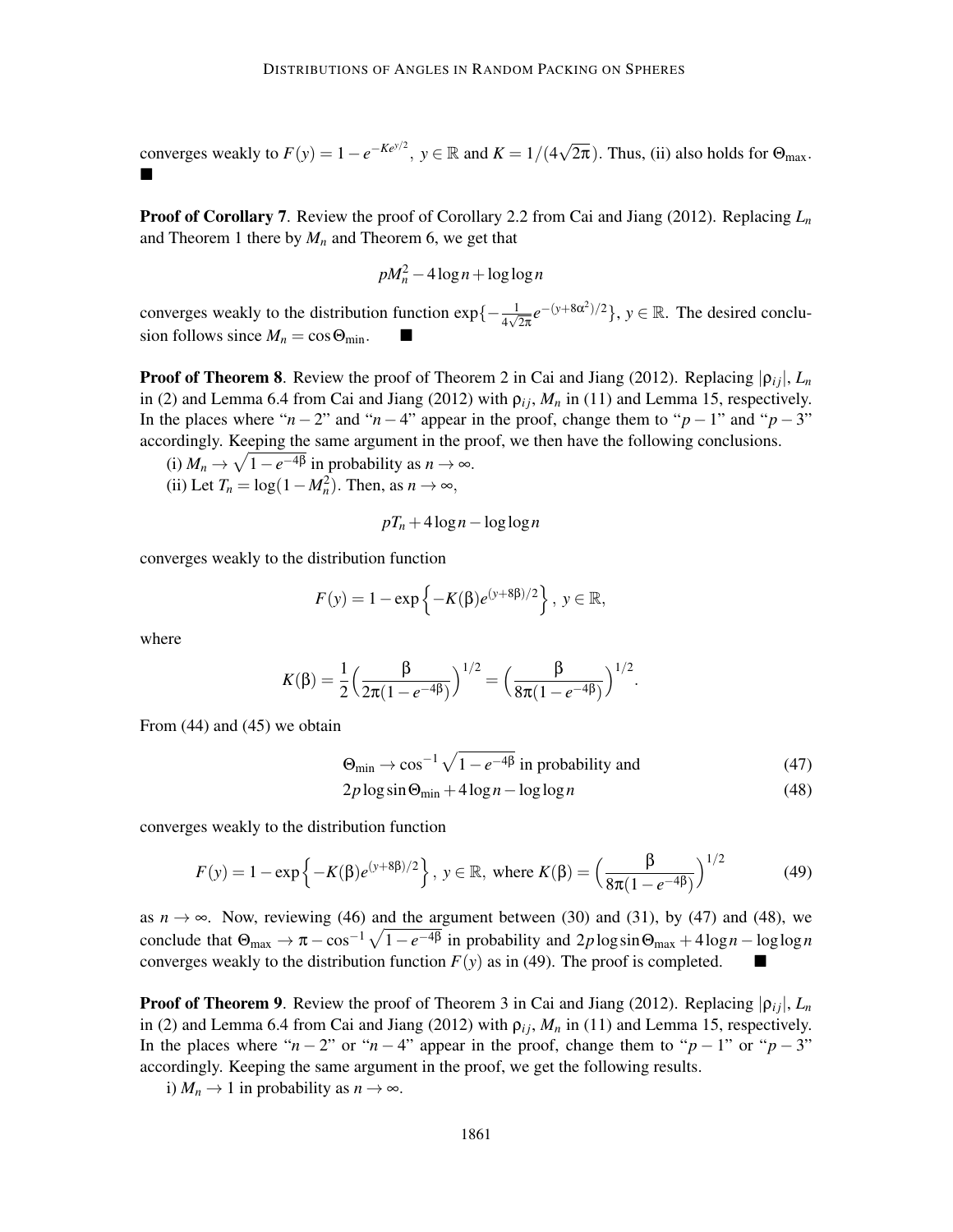converges weakly to $F(y) = 1 - e^{-Ke^{y/2}}$, $y \in \mathbb{R}$ and $K = 1/(4\sqrt{2\pi})$. Thus, (ii) also holds for $\Theta_{\max}$. ■

**Proof of Corollary 7**. Review the proof of Corollary 2.2 from Cai and Jiang (2012). Replacing $L_n$ and Theorem 1 there by $M_n$ and Theorem 6, we get that

$$pM_n^2 - 4\log n + \log\log n$$

converges weakly to the distribution function $\exp\{-\frac{1}{4\sqrt{2\pi}}e^{-(y+8\alpha^2)/2}\}$, $y \in \mathbb{R}$. The desired conclusion follows since $M_n = \cos\Theta_{\min}$. ■

**Proof of Theorem 8**. Review the proof of Theorem 2 in Cai and Jiang (2012). Replacing $|\rho_{ij}|$, $L_n$ in (2) and Lemma 6.4 from Cai and Jiang (2012) with $\rho_{ij}$, $M_n$ in (11) and Lemma 15, respectively. In the places where "$n-2$" and "$n-4$" appear in the proof, change them to "$p-1$" and "$p-3$" accordingly. Keeping the same argument in the proof, we then have the following conclusions.

(i) $M_n \to \sqrt{1-e^{-4\beta}}$ in probability as $n \to \infty$.

(ii) Let $T_n = \log(1-M_n^2)$. Then, as $n \to \infty$,

$$pT_n + 4\log n - \log\log n$$

converges weakly to the distribution function

$$F(y) = 1 - \exp\left\{-K(\beta)e^{(y+8\beta)/2}\right\},\ y \in \mathbb{R},$$

where

$$K(\beta) = \frac{1}{2}\Big(\frac{\beta}{2\pi(1-e^{-4\beta})}\Big)^{1/2} = \Big(\frac{\beta}{8\pi(1-e^{-4\beta})}\Big)^{1/2}.$$

From (44) and (45) we obtain

$$\Theta_{\min} \to \cos^{-1}\sqrt{1-e^{-4\beta}} \text{ in probability and} \tag{47}$$

$$2p\log\sin\Theta_{\min} + 4\log n - \log\log n \tag{48}$$

converges weakly to the distribution function

$$F(y) = 1 - \exp\left\{-K(\beta)e^{(y+8\beta)/2}\right\},\ y \in \mathbb{R},\ \text{where } K(\beta) = \Big(\frac{\beta}{8\pi(1-e^{-4\beta})}\Big)^{1/2} \tag{49}$$

as $n \to \infty$. Now, reviewing (46) and the argument between (30) and (31), by (47) and (48), we conclude that $\Theta_{\max} \to \pi - \cos^{-1}\sqrt{1-e^{-4\beta}}$ in probability and $2p\log\sin\Theta_{\max} + 4\log n - \log\log n$ converges weakly to the distribution function $F(y)$ as in (49). The proof is completed. ■

**Proof of Theorem 9**. Review the proof of Theorem 3 in Cai and Jiang (2012). Replacing $|\rho_{ij}|$, $L_n$ in (2) and Lemma 6.4 from Cai and Jiang (2012) with $\rho_{ij}$, $M_n$ in (11) and Lemma 15, respectively. In the places where "$n-2$" or "$n-4$" appear in the proof, change them to "$p-1$" or "$p-3$" accordingly. Keeping the same argument in the proof, we get the following results.

i) $M_n \to 1$ in probability as $n \to \infty$.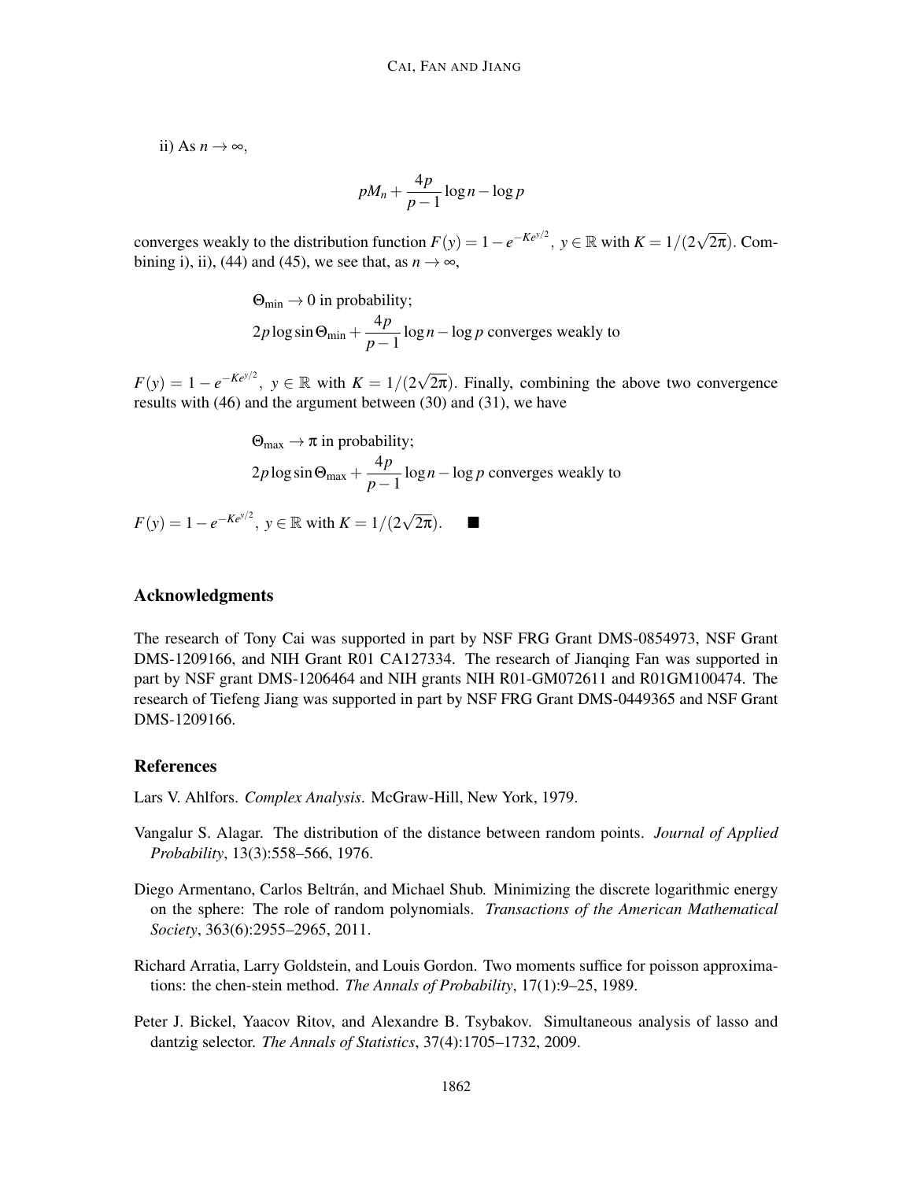ii) As $n \to \infty$,

$$pM_n + \frac{4p}{p-1}\log n - \log p$$

converges weakly to the distribution function $F(y) = 1 - e^{-Ke^{y/2}}$, $y \in \mathbb{R}$ with $K = 1/(2\sqrt{2\pi})$. Combining i), ii), (44) and (45), we see that, as $n \to \infty$,

$$\begin{aligned}
&\Theta_{\min} \to 0 \text{ in probability;} \\
&2p \log \sin \Theta_{\min} + \frac{4p}{p-1}\log n - \log p \text{ converges weakly to}
\end{aligned}$$

$F(y) = 1 - e^{-Ke^{y/2}}$, $y \in \mathbb{R}$ with $K = 1/(2\sqrt{2\pi})$. Finally, combining the above two convergence results with (46) and the argument between (30) and (31), we have

$$\begin{aligned}
&\Theta_{\max} \to \pi \text{ in probability;} \\
&2p \log \sin \Theta_{\max} + \frac{4p}{p-1}\log n - \log p \text{ converges weakly to}
\end{aligned}$$

$F(y) = 1 - e^{-Ke^{y/2}}$, $y \in \mathbb{R}$ with $K = 1/(2\sqrt{2\pi})$. ■

## Acknowledgments

The research of Tony Cai was supported in part by NSF FRG Grant DMS-0854973, NSF Grant DMS-1209166, and NIH Grant R01 CA127334. The research of Jianqing Fan was supported in part by NSF grant DMS-1206464 and NIH grants NIH R01-GM072611 and R01GM100474. The research of Tiefeng Jiang was supported in part by NSF FRG Grant DMS-0449365 and NSF Grant DMS-1209166.

## References

Lars V. Ahlfors. *Complex Analysis*. McGraw-Hill, New York, 1979.

Vangalur S. Alagar. The distribution of the distance between random points. *Journal of Applied Probability*, 13(3):558–566, 1976.

Diego Armentano, Carlos Beltrán, and Michael Shub. Minimizing the discrete logarithmic energy on the sphere: The role of random polynomials. *Transactions of the American Mathematical Society*, 363(6):2955–2965, 2011.

Richard Arratia, Larry Goldstein, and Louis Gordon. Two moments suffice for poisson approximations: the chen-stein method. *The Annals of Probability*, 17(1):9–25, 1989.

Peter J. Bickel, Yaacov Ritov, and Alexandre B. Tsybakov. Simultaneous analysis of lasso and dantzig selector. *The Annals of Statistics*, 37(4):1705–1732, 2009.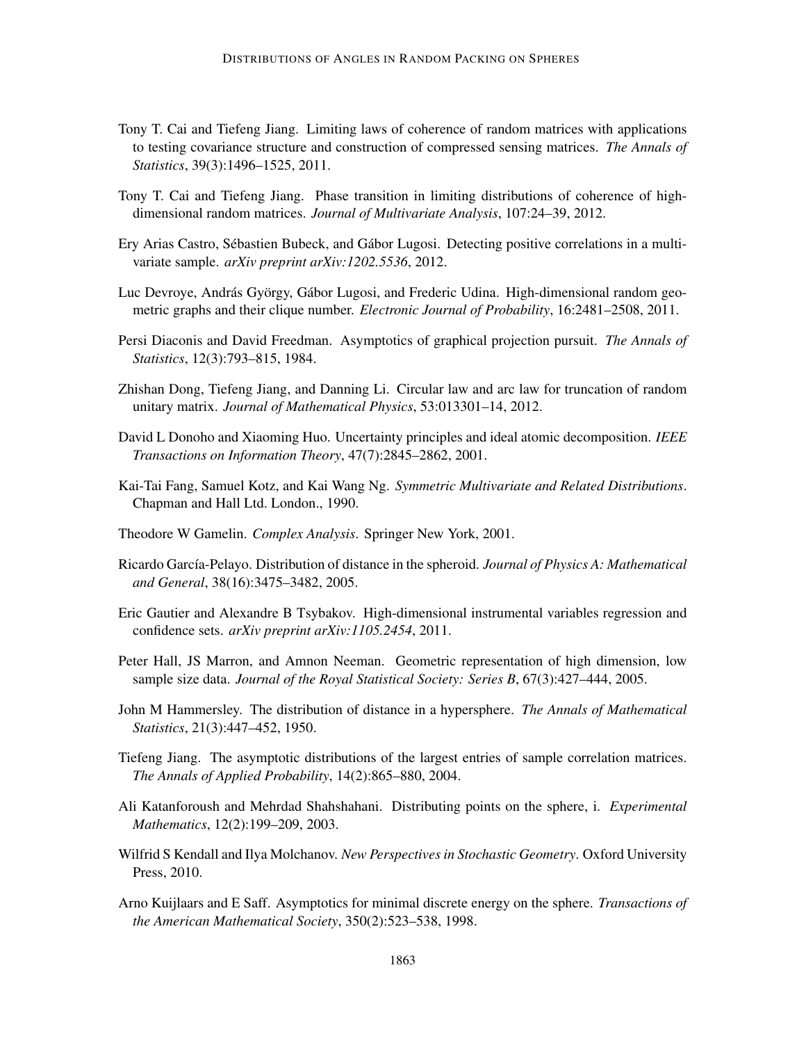Tony T. Cai and Tiefeng Jiang. Limiting laws of coherence of random matrices with applications to testing covariance structure and construction of compressed sensing matrices. *The Annals of Statistics*, 39(3):1496–1525, 2011.

Tony T. Cai and Tiefeng Jiang. Phase transition in limiting distributions of coherence of high-dimensional random matrices. *Journal of Multivariate Analysis*, 107:24–39, 2012.

Ery Arias Castro, Sébastien Bubeck, and Gábor Lugosi. Detecting positive correlations in a multivariate sample. *arXiv preprint arXiv:1202.5536*, 2012.

Luc Devroye, András György, Gábor Lugosi, and Frederic Udina. High-dimensional random geometric graphs and their clique number. *Electronic Journal of Probability*, 16:2481–2508, 2011.

Persi Diaconis and David Freedman. Asymptotics of graphical projection pursuit. *The Annals of Statistics*, 12(3):793–815, 1984.

Zhishan Dong, Tiefeng Jiang, and Danning Li. Circular law and arc law for truncation of random unitary matrix. *Journal of Mathematical Physics*, 53:013301–14, 2012.

David L Donoho and Xiaoming Huo. Uncertainty principles and ideal atomic decomposition. *IEEE Transactions on Information Theory*, 47(7):2845–2862, 2001.

Kai-Tai Fang, Samuel Kotz, and Kai Wang Ng. *Symmetric Multivariate and Related Distributions*. Chapman and Hall Ltd. London., 1990.

Theodore W Gamelin. *Complex Analysis*. Springer New York, 2001.

Ricardo García-Pelayo. Distribution of distance in the spheroid. *Journal of Physics A: Mathematical and General*, 38(16):3475–3482, 2005.

Eric Gautier and Alexandre B Tsybakov. High-dimensional instrumental variables regression and confidence sets. *arXiv preprint arXiv:1105.2454*, 2011.

Peter Hall, JS Marron, and Amnon Neeman. Geometric representation of high dimension, low sample size data. *Journal of the Royal Statistical Society: Series B*, 67(3):427–444, 2005.

John M Hammersley. The distribution of distance in a hypersphere. *The Annals of Mathematical Statistics*, 21(3):447–452, 1950.

Tiefeng Jiang. The asymptotic distributions of the largest entries of sample correlation matrices. *The Annals of Applied Probability*, 14(2):865–880, 2004.

Ali Katanforoush and Mehrdad Shahshahani. Distributing points on the sphere, i. *Experimental Mathematics*, 12(2):199–209, 2003.

Wilfrid S Kendall and Ilya Molchanov. *New Perspectives in Stochastic Geometry*. Oxford University Press, 2010.

Arno Kuijlaars and E Saff. Asymptotics for minimal discrete energy on the sphere. *Transactions of the American Mathematical Society*, 350(2):523–538, 1998.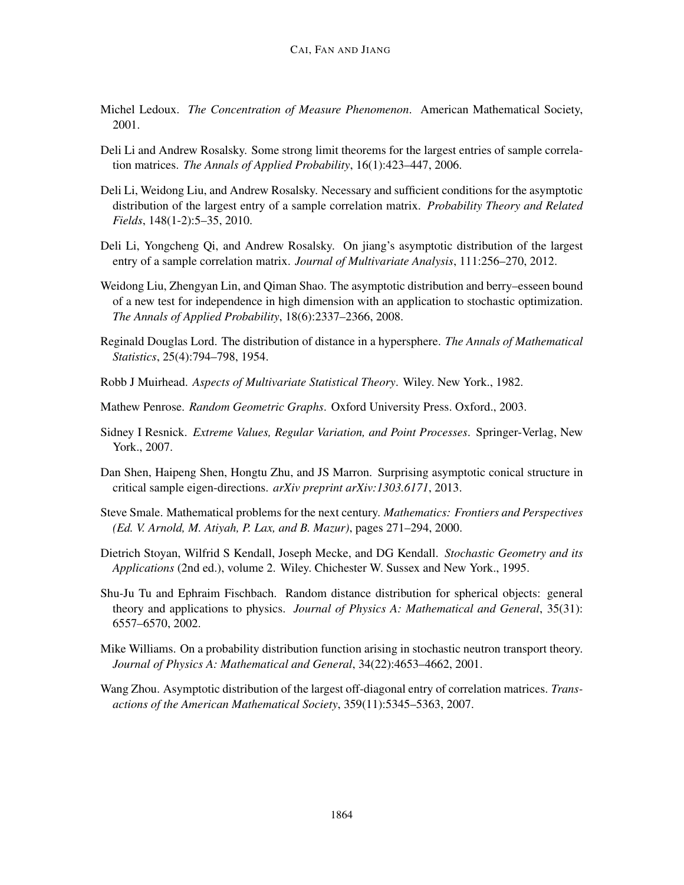Michel Ledoux. *The Concentration of Measure Phenomenon*. American Mathematical Society, 2001.

Deli Li and Andrew Rosalsky. Some strong limit theorems for the largest entries of sample correlation matrices. *The Annals of Applied Probability*, 16(1):423–447, 2006.

Deli Li, Weidong Liu, and Andrew Rosalsky. Necessary and sufficient conditions for the asymptotic distribution of the largest entry of a sample correlation matrix. *Probability Theory and Related Fields*, 148(1-2):5–35, 2010.

Deli Li, Yongcheng Qi, and Andrew Rosalsky. On jiang's asymptotic distribution of the largest entry of a sample correlation matrix. *Journal of Multivariate Analysis*, 111:256–270, 2012.

Weidong Liu, Zhengyan Lin, and Qiman Shao. The asymptotic distribution and berry–esseen bound of a new test for independence in high dimension with an application to stochastic optimization. *The Annals of Applied Probability*, 18(6):2337–2366, 2008.

Reginald Douglas Lord. The distribution of distance in a hypersphere. *The Annals of Mathematical Statistics*, 25(4):794–798, 1954.

Robb J Muirhead. *Aspects of Multivariate Statistical Theory*. Wiley. New York., 1982.

Mathew Penrose. *Random Geometric Graphs*. Oxford University Press. Oxford., 2003.

Sidney I Resnick. *Extreme Values, Regular Variation, and Point Processes*. Springer-Verlag, New York., 2007.

Dan Shen, Haipeng Shen, Hongtu Zhu, and JS Marron. Surprising asymptotic conical structure in critical sample eigen-directions. *arXiv preprint arXiv:1303.6171*, 2013.

Steve Smale. Mathematical problems for the next century. *Mathematics: Frontiers and Perspectives (Ed. V. Arnold, M. Atiyah, P. Lax, and B. Mazur)*, pages 271–294, 2000.

Dietrich Stoyan, Wilfrid S Kendall, Joseph Mecke, and DG Kendall. *Stochastic Geometry and its Applications* (2nd ed.), volume 2. Wiley. Chichester W. Sussex and New York., 1995.

Shu-Ju Tu and Ephraim Fischbach. Random distance distribution for spherical objects: general theory and applications to physics. *Journal of Physics A: Mathematical and General*, 35(31): 6557–6570, 2002.

Mike Williams. On a probability distribution function arising in stochastic neutron transport theory. *Journal of Physics A: Mathematical and General*, 34(22):4653–4662, 2001.

Wang Zhou. Asymptotic distribution of the largest off-diagonal entry of correlation matrices. *Transactions of the American Mathematical Society*, 359(11):5345–5363, 2007.